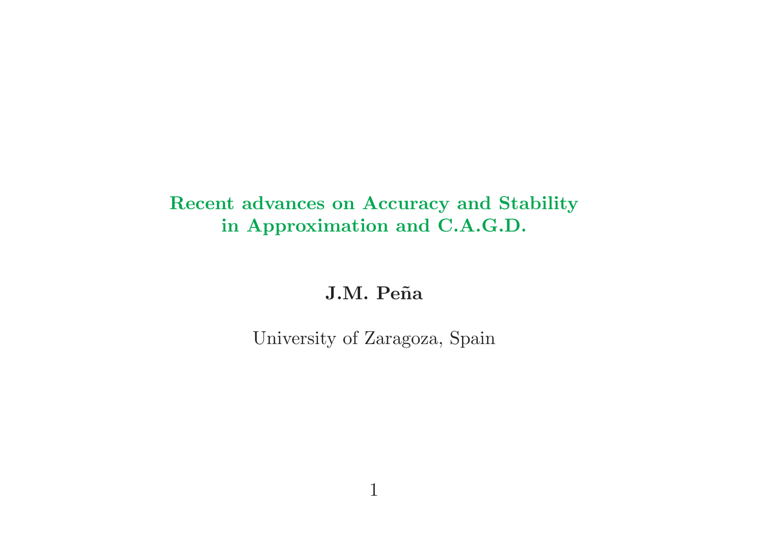# Recent advances on Accuracy and Stability in Approximation and C.A.G.D.

**J.M. Peña**

University of Zaragoza, Spain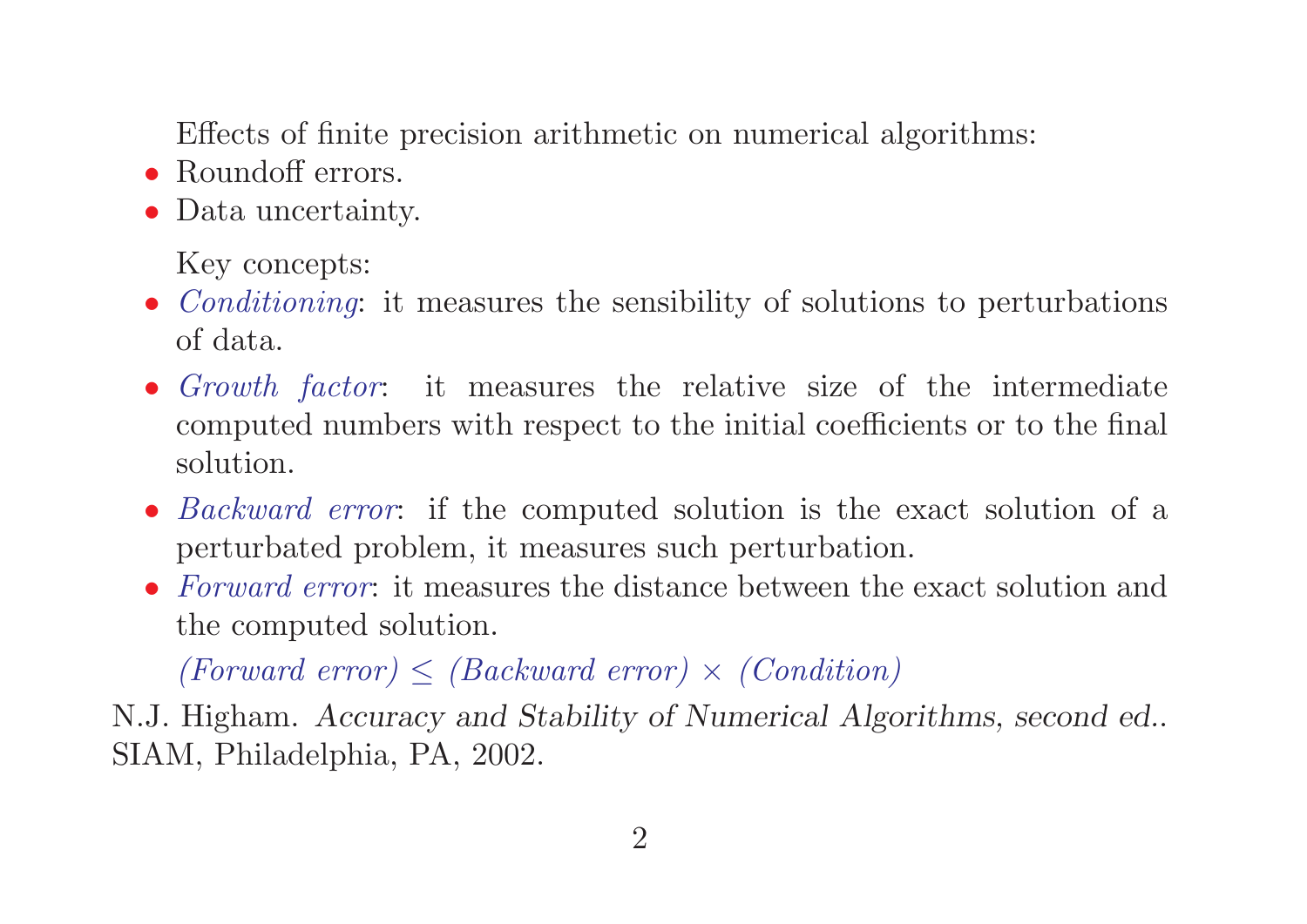Effects of finite precision arithmetic on numerical algorithms:

- Roundoff errors.
- Data uncertainty.

Key concepts:

- *Conditioning*: it measures the sensibility of solutions to perturbations of data.
- *Growth factor*: it measures the relative size of the intermediate computed numbers with respect to the initial coefficients or to the final solution.
- *Backward error*: if the computed solution is the exact solution of a perturbated problem, it measures such perturbation.
- *Forward error*: it measures the distance between the exact solution and the computed solution.

*(Forward error)* $\leq$ *(Backward error)* $\times$ *(Condition)*

N.J. Higham. *Accuracy and Stability of Numerical Algorithms, second ed.*. SIAM, Philadelphia, PA, 2002.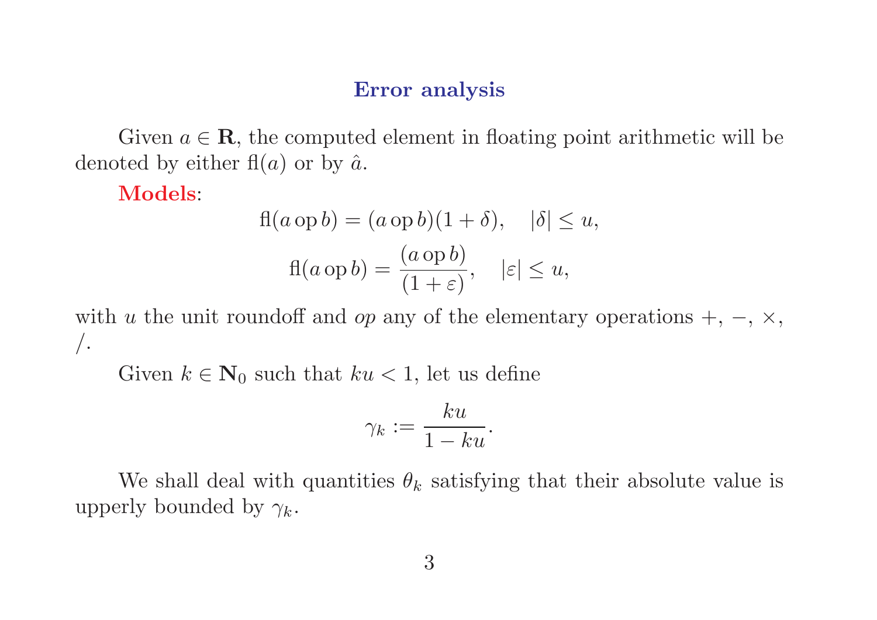## Error analysis

Given $a \in \mathbf{R}$, the computed element in floating point arithmetic will be denoted by either $\mathrm{fl}(a)$ or by $\hat{a}$.

**Models**:

$$\mathrm{fl}(a \,\mathrm{op}\, b) = (a \,\mathrm{op}\, b)(1 + \delta), \quad |\delta| \leq u,$$

$$\mathrm{fl}(a \,\mathrm{op}\, b) = \frac{(a \,\mathrm{op}\, b)}{(1 + \varepsilon)}, \quad |\varepsilon| \leq u,$$

with $u$ the unit roundoff and *op* any of the elementary operations $+$, $-$, $\times$, $/$.

Given $k \in \mathbf{N}_0$ such that $ku < 1$, let us define

$$\gamma_k := \frac{ku}{1 - ku}.$$

We shall deal with quantities $\theta_k$ satisfying that their absolute value is upperly bounded by $\gamma_k$.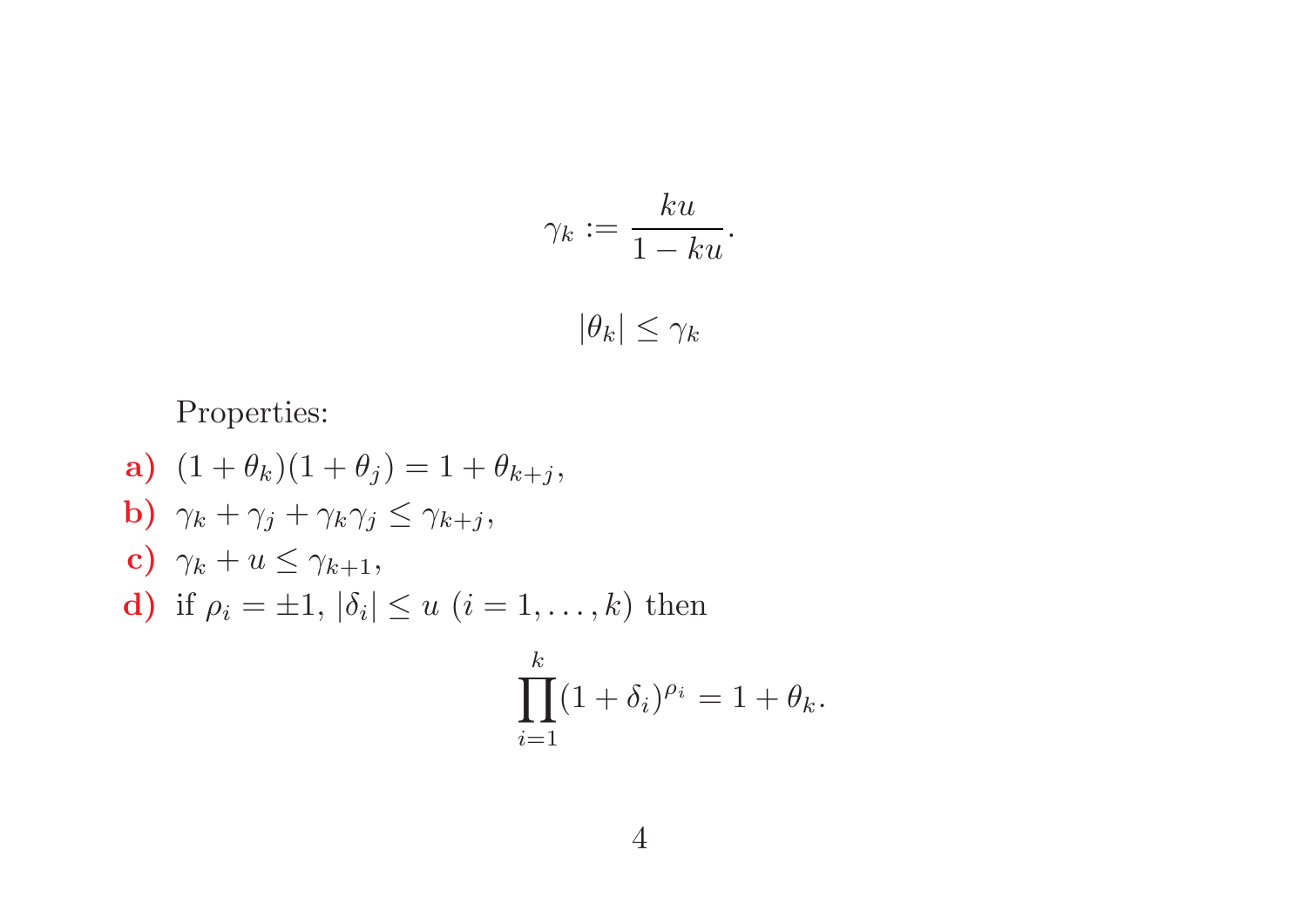$$\gamma_k := \frac{ku}{1 - ku}.$$

$$|\theta_k| \leq \gamma_k$$

Properties:

**a)** $(1 + \theta_k)(1 + \theta_j) = 1 + \theta_{k+j}$,

**b)** $\gamma_k + \gamma_j + \gamma_k \gamma_j \leq \gamma_{k+j}$,

**c)** $\gamma_k + u \leq \gamma_{k+1}$,

**d)** if $\rho_i = \pm 1$, $|\delta_i| \leq u$ $(i = 1, \ldots, k)$ then

$$\prod_{i=1}^{k} (1 + \delta_i)^{\rho_i} = 1 + \theta_k.$$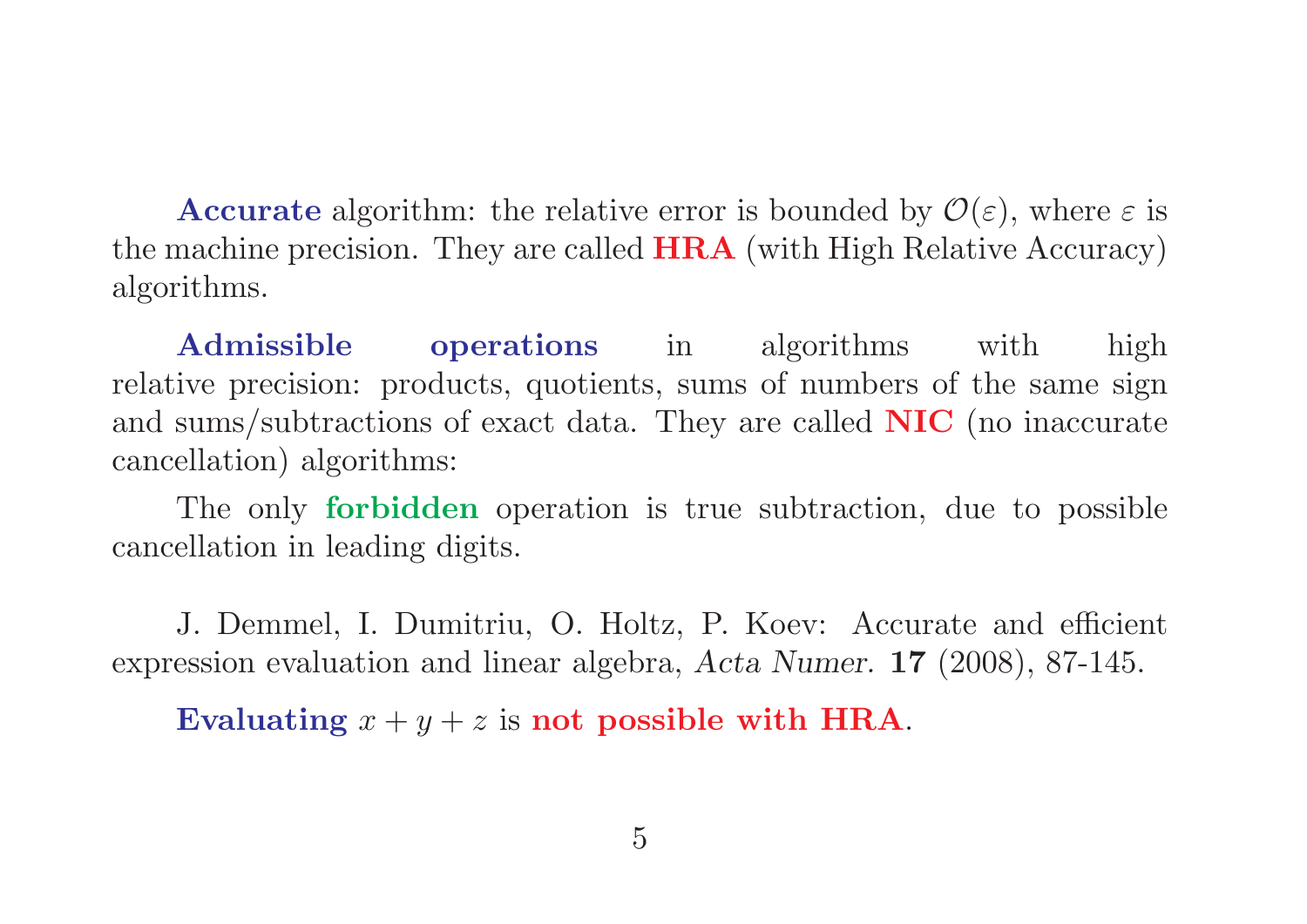**Accurate** algorithm: the relative error is bounded by $\mathcal{O}(\varepsilon)$, where $\varepsilon$ is the machine precision. They are called **HRA** (with High Relative Accuracy) algorithms.

**Admissible operations** in algorithms with high relative precision: products, quotients, sums of numbers of the same sign and sums/subtractions of exact data. They are called **NIC** (no inaccurate cancellation) algorithms:

The only **forbidden** operation is true subtraction, due to possible cancellation in leading digits.

J. Demmel, I. Dumitriu, O. Holtz, P. Koev: Accurate and efficient expression evaluation and linear algebra, *Acta Numer.* **17** (2008), 87-145.

**Evaluating** $x + y + z$ is **not possible with HRA**.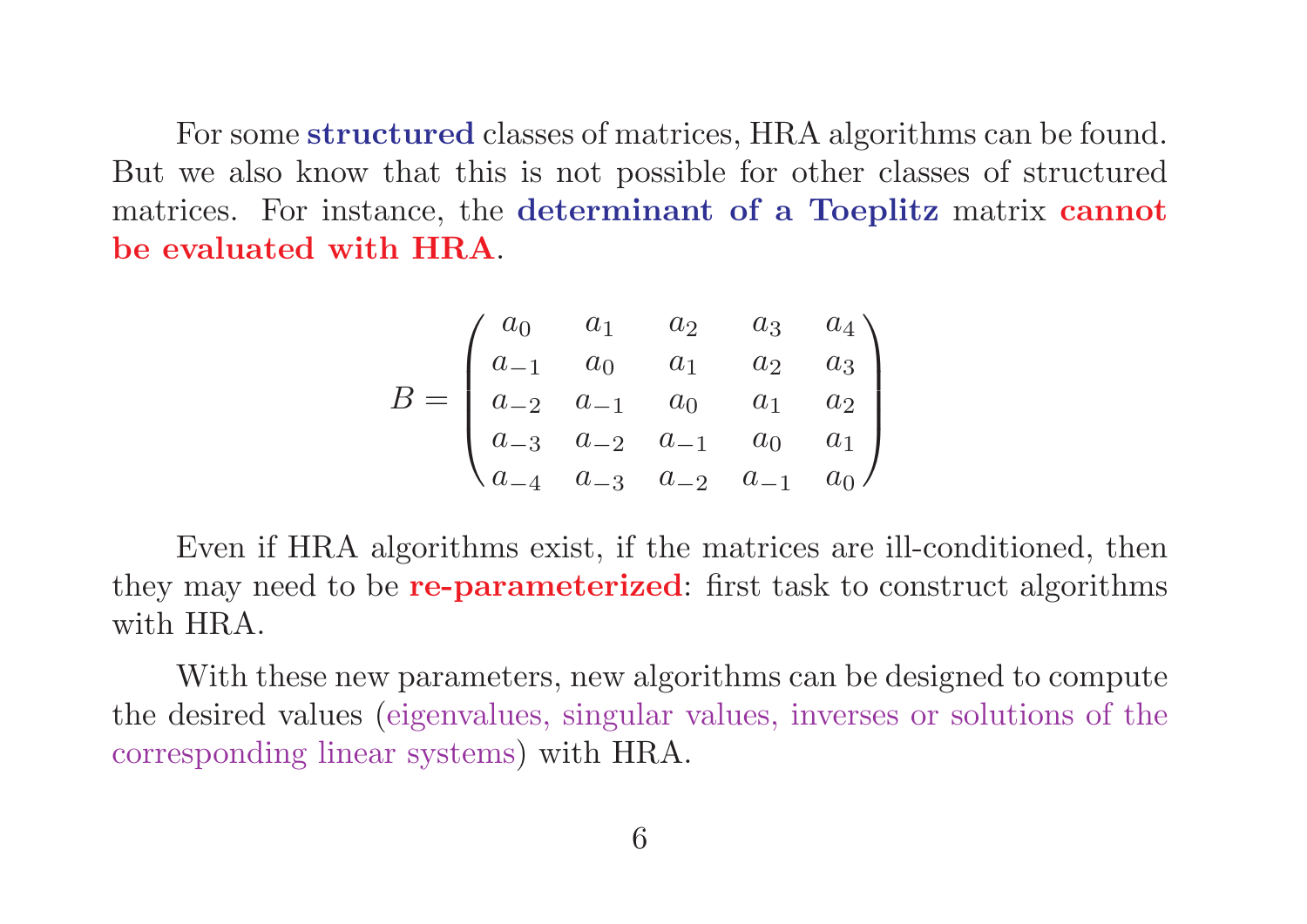For some **structured** classes of matrices, HRA algorithms can be found. But we also know that this is not possible for other classes of structured matrices. For instance, the **determinant of a Toeplitz** matrix **cannot be evaluated with HRA**.

$$B = \begin{pmatrix} a_0 & a_1 & a_2 & a_3 & a_4 \\ a_{-1} & a_0 & a_1 & a_2 & a_3 \\ a_{-2} & a_{-1} & a_0 & a_1 & a_2 \\ a_{-3} & a_{-2} & a_{-1} & a_0 & a_1 \\ a_{-4} & a_{-3} & a_{-2} & a_{-1} & a_0 \end{pmatrix}$$

Even if HRA algorithms exist, if the matrices are ill-conditioned, then they may need to be **re-parameterized**: first task to construct algorithms with HRA.

With these new parameters, new algorithms can be designed to compute the desired values (eigenvalues, singular values, inverses or solutions of the corresponding linear systems) with HRA.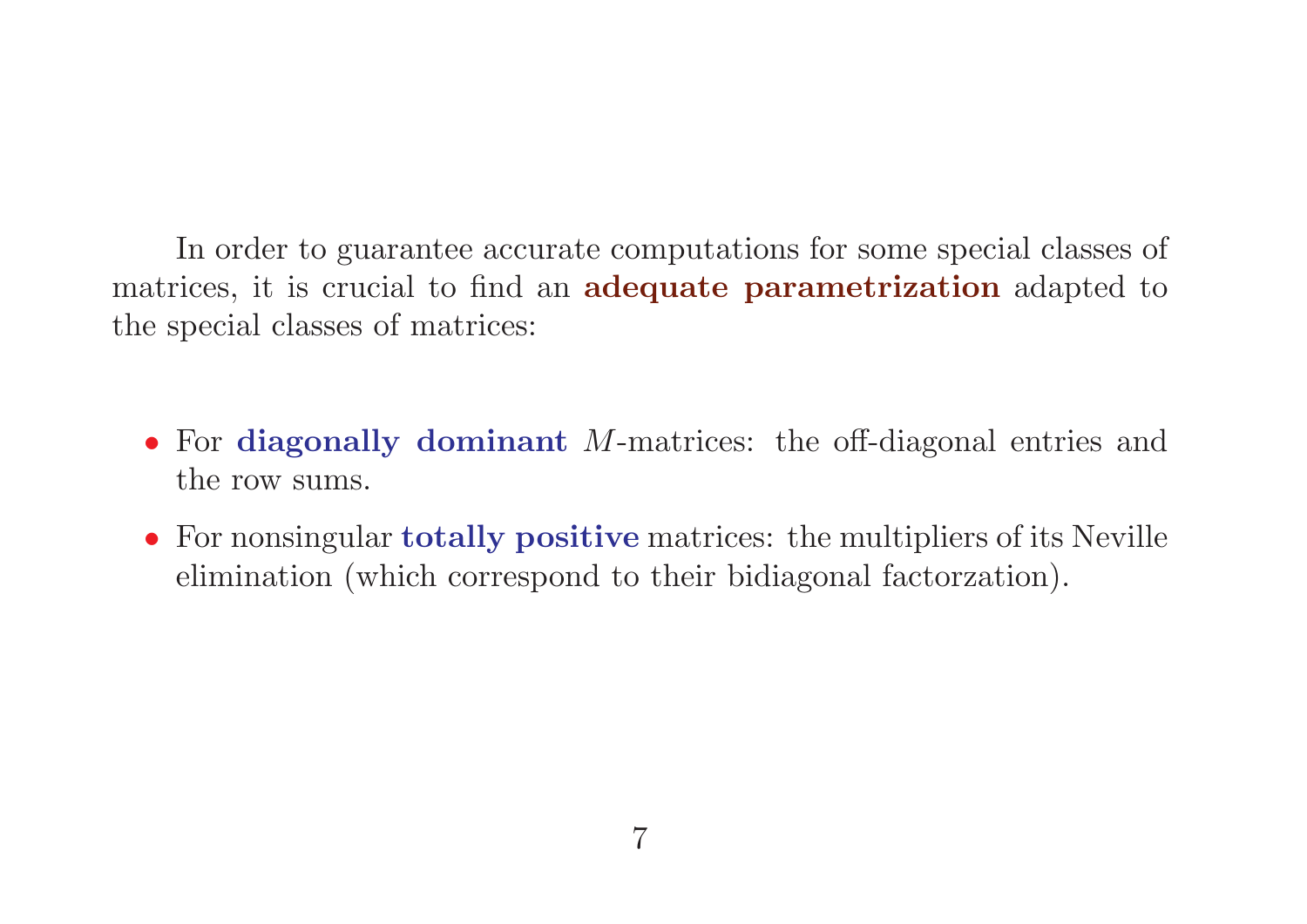In order to guarantee accurate computations for some special classes of matrices, it is crucial to find an **adequate parametrization** adapted to the special classes of matrices:

- For **diagonally dominant** $M$-matrices: the off-diagonal entries and the row sums.
- For nonsingular **totally positive** matrices: the multipliers of its Neville elimination (which correspond to their bidiagonal factorzation).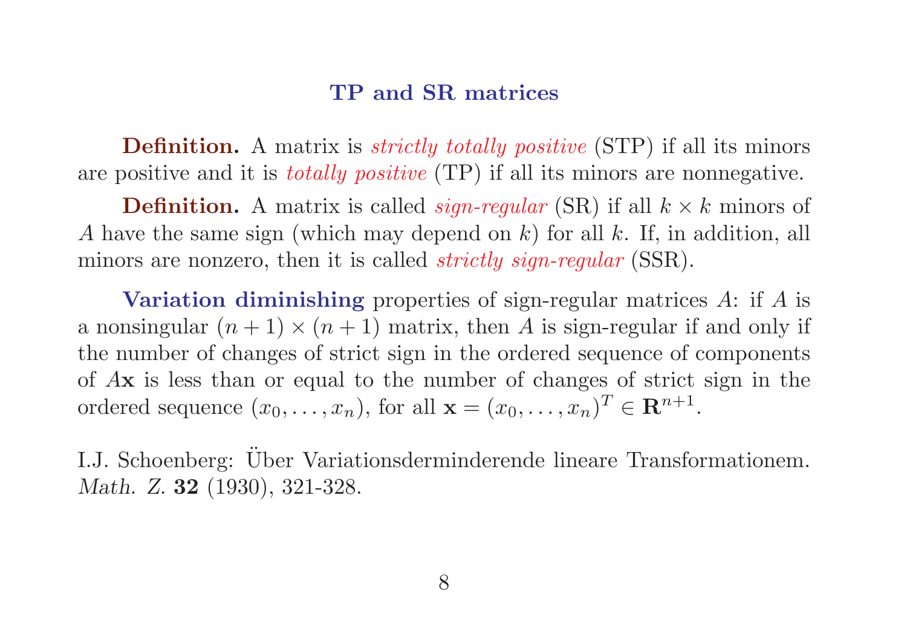## TP and SR matrices

**Definition.** A matrix is *strictly totally positive* (STP) if all its minors are positive and it is *totally positive* (TP) if all its minors are nonnegative.

**Definition.** A matrix is called *sign-regular* (SR) if all $k \times k$ minors of $A$ have the same sign (which may depend on $k$) for all $k$. If, in addition, all minors are nonzero, then it is called *strictly sign-regular* (SSR).

**Variation diminishing** properties of sign-regular matrices $A$: if $A$ is a nonsingular $(n+1) \times (n+1)$ matrix, then $A$ is sign-regular if and only if the number of changes of strict sign in the ordered sequence of components of $A\mathbf{x}$ is less than or equal to the number of changes of strict sign in the ordered sequence $(x_0, \ldots, x_n)$, for all $\mathbf{x} = (x_0, \ldots, x_n)^T \in \mathbf{R}^{n+1}$.

I.J. Schoenberg: Über Variationsderminderende lineare Transformationem. *Math. Z.* **32** (1930), 321-328.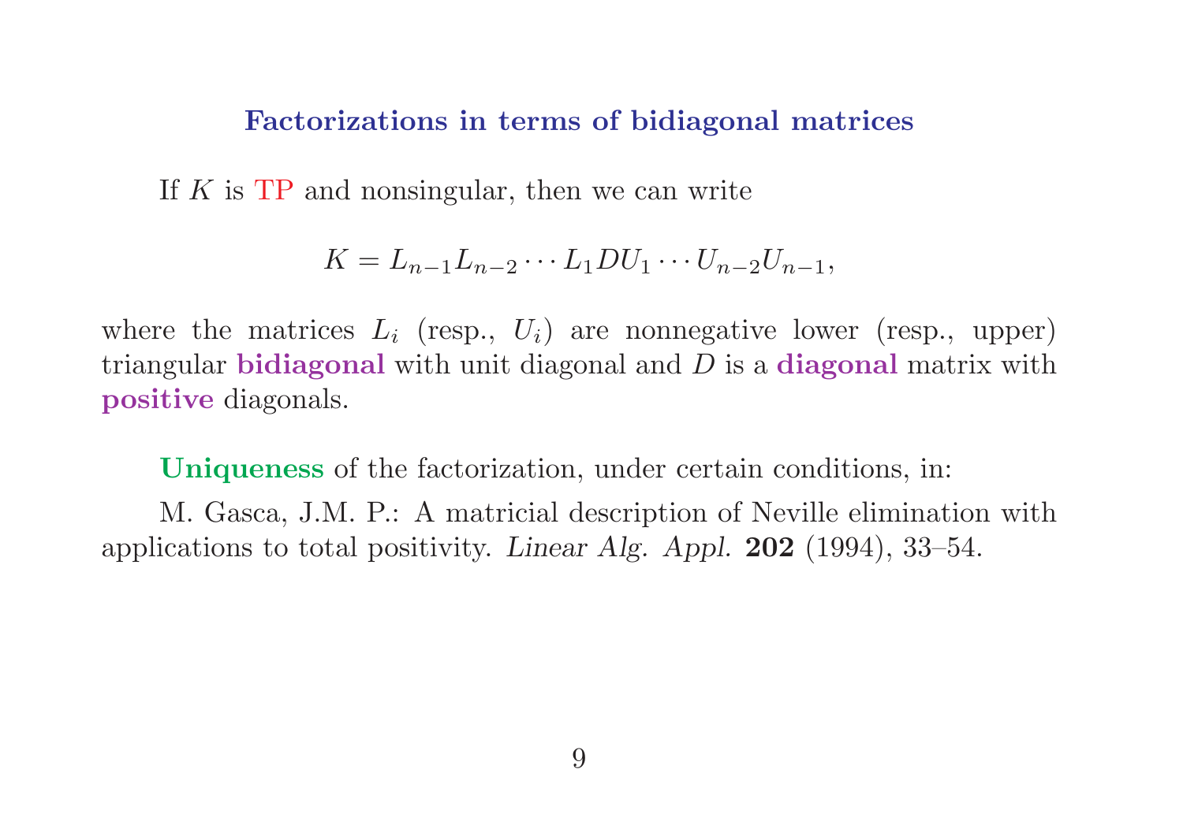## Factorizations in terms of bidiagonal matrices

If $K$ is TP and nonsingular, then we can write

$$K = L_{n-1}L_{n-2}\cdots L_1 D U_1 \cdots U_{n-2}U_{n-1},$$

where the matrices $L_i$ (resp., $U_i$) are nonnegative lower (resp., upper) triangular **bidiagonal** with unit diagonal and $D$ is a **diagonal** matrix with **positive** diagonals.

**Uniqueness** of the factorization, under certain conditions, in:

M. Gasca, J.M. P.: A matricial description of Neville elimination with applications to total positivity. *Linear Alg. Appl.* **202** (1994), 33–54.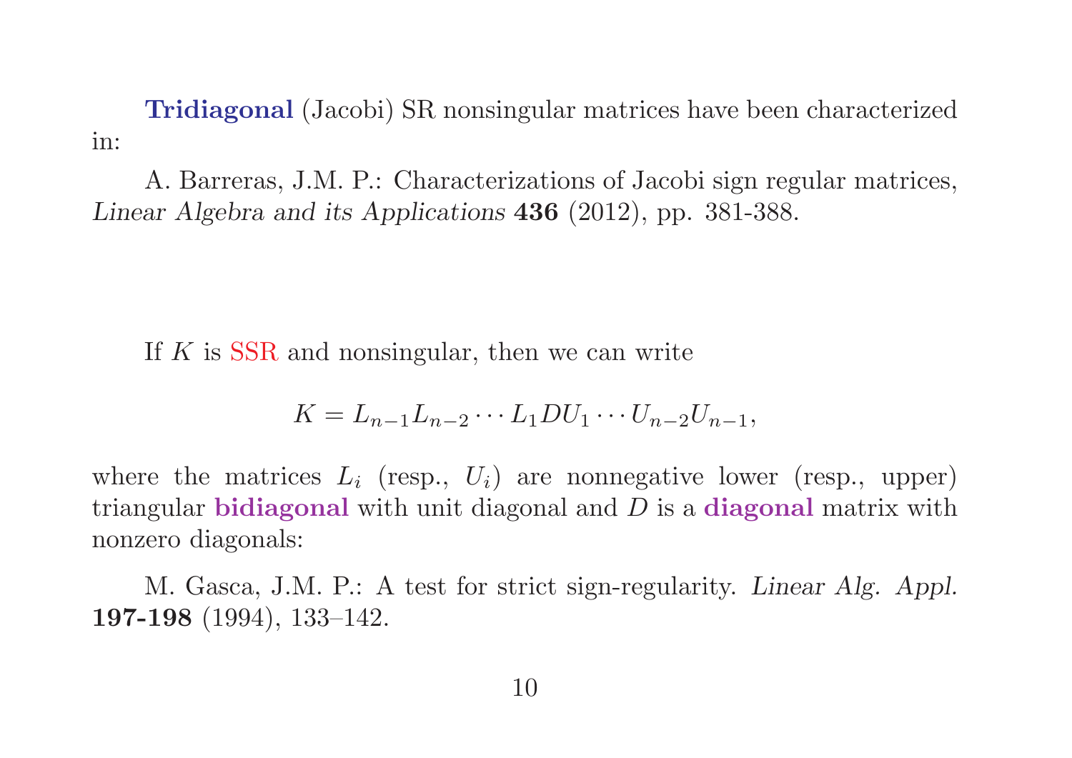**Tridiagonal** (Jacobi) SR nonsingular matrices have been characterized in:

A. Barreras, J.M. P.: Characterizations of Jacobi sign regular matrices, *Linear Algebra and its Applications* **436** (2012), pp. 381-388.

If $K$ is SSR and nonsingular, then we can write

$$K = L_{n-1}L_{n-2}\cdots L_1 D U_1 \cdots U_{n-2}U_{n-1},$$

where the matrices $L_i$ (resp., $U_i$) are nonnegative lower (resp., upper) triangular **bidiagonal** with unit diagonal and $D$ is a **diagonal** matrix with nonzero diagonals:

M. Gasca, J.M. P.: A test for strict sign-regularity. *Linear Alg. Appl.* **197-198** (1994), 133–142.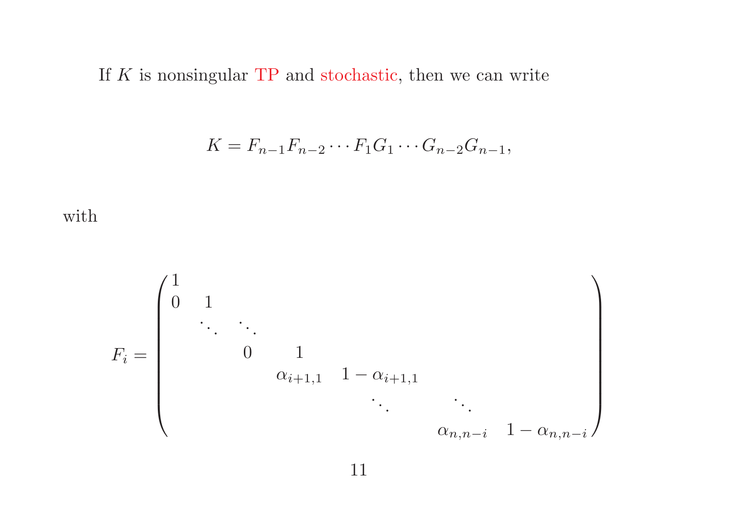If $K$ is nonsingular TP and stochastic, then we can write

$$K = F_{n-1} F_{n-2} \cdots F_1 G_1 \cdots G_{n-2} G_{n-1},$$

with

$$F_i = \begin{pmatrix} 1 & & & & & & \\ 0 & 1 & & & & & \\ & \ddots & \ddots & & & & \\ & & 0 & 1 & & & \\ & & & \alpha_{i+1,1} & 1-\alpha_{i+1,1} & & \\ & & & & \ddots & \ddots & \\ & & & & & \alpha_{n,n-i} & 1-\alpha_{n,n-i} \end{pmatrix}$$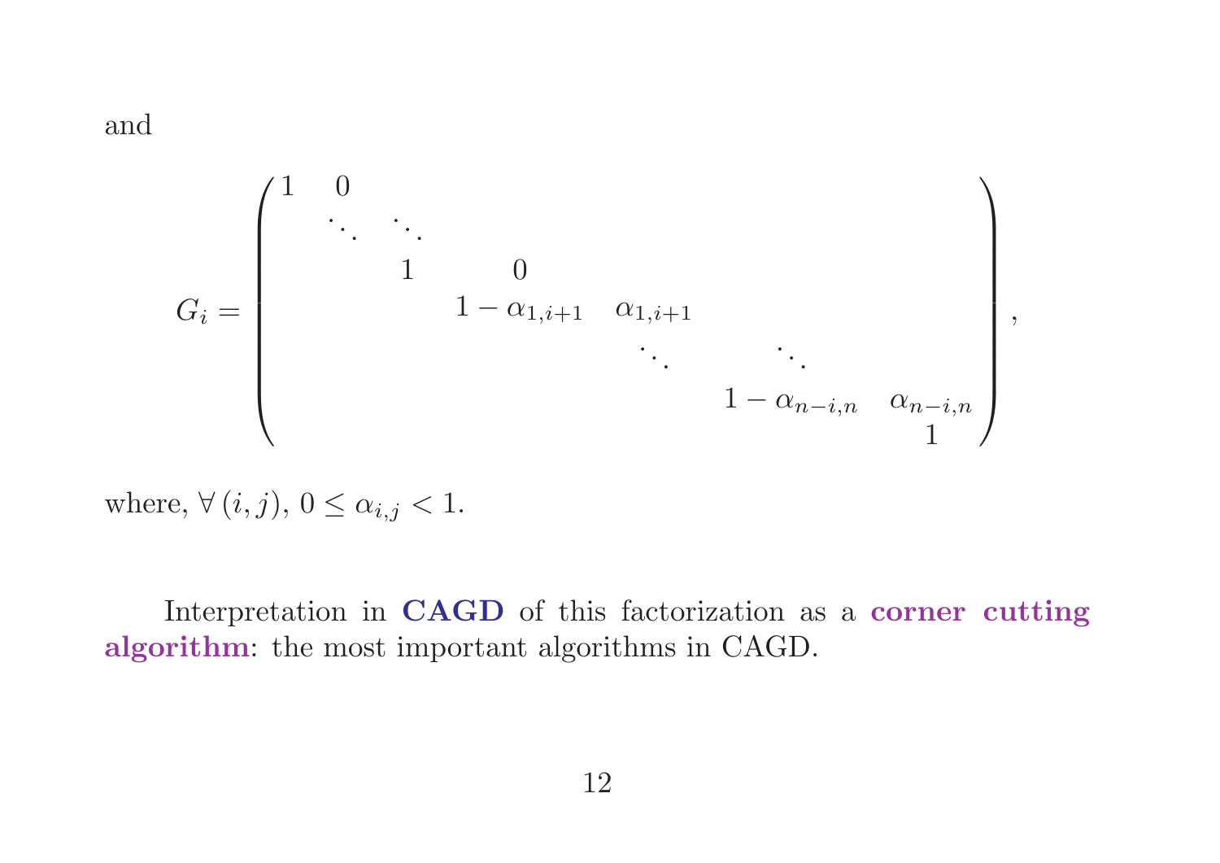and

$$
G_i = \begin{pmatrix}
1 & 0 & & & & & \\
& \ddots & \ddots & & & & \\
& & 1 & 0 & & & \\
& & & 1-\alpha_{1,i+1} & \alpha_{1,i+1} & & \\
& & & & \ddots & \ddots & \\
& & & & & 1-\alpha_{n-i,n} & \alpha_{n-i,n} \\
& & & & & & 1
\end{pmatrix},
$$

where, $\forall\,(i,j)$, $0 \le \alpha_{i,j} < 1$.

Interpretation in **CAGD** of this factorization as a **corner cutting algorithm**: the most important algorithms in CAGD.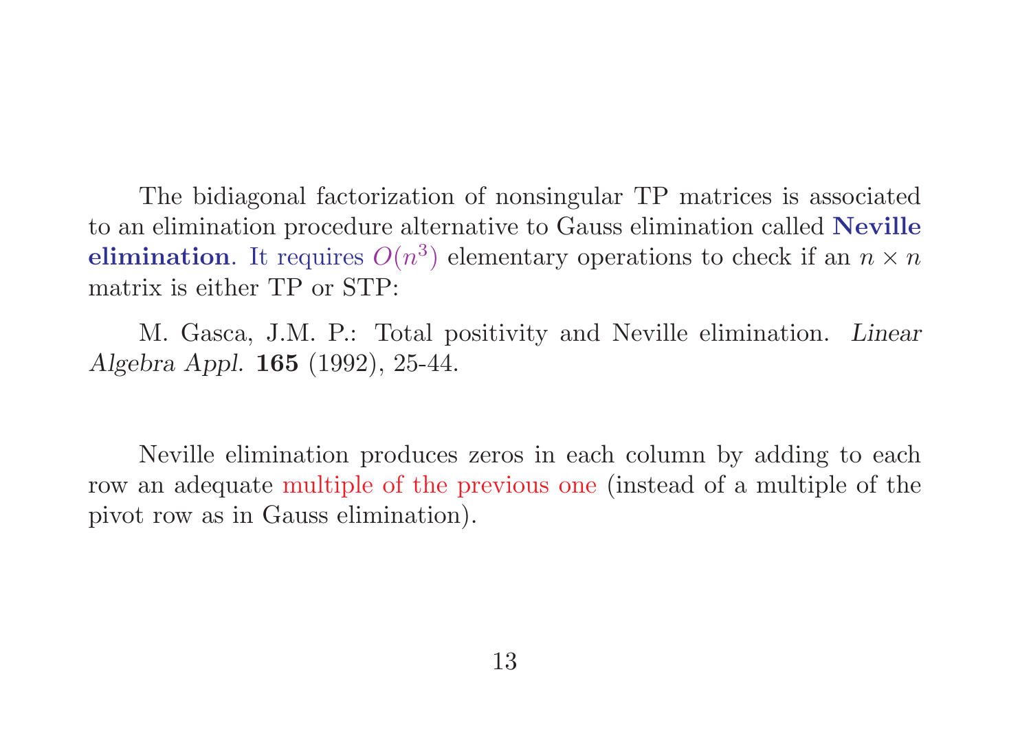The bidiagonal factorization of nonsingular TP matrices is associated to an elimination procedure alternative to Gauss elimination called **Neville elimination**. It requires $O(n^3)$ elementary operations to check if an $n \times n$ matrix is either TP or STP:

M. Gasca, J.M. P.: Total positivity and Neville elimination. *Linear Algebra Appl.* **165** (1992), 25-44.

Neville elimination produces zeros in each column by adding to each row an adequate multiple of the previous one (instead of a multiple of the pivot row as in Gauss elimination).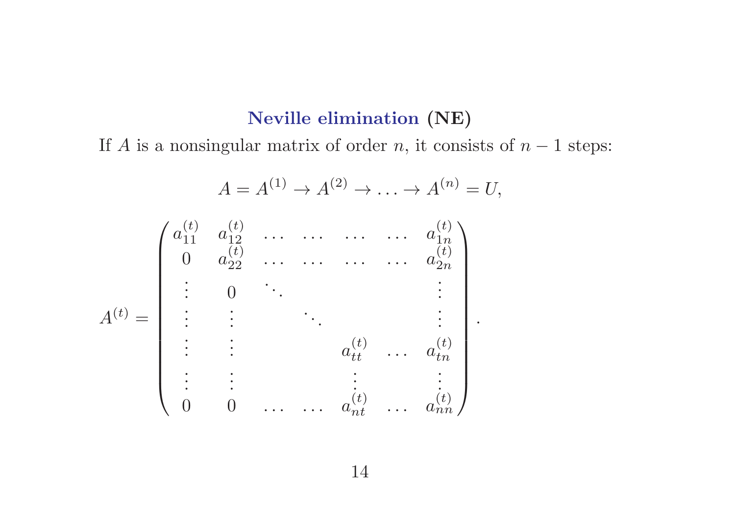## **Neville elimination** (NE)

If $A$ is a nonsingular matrix of order $n$, it consists of $n-1$ steps:

$$A = A^{(1)} \to A^{(2)} \to \ldots \to A^{(n)} = U,$$

$$A^{(t)} = \begin{pmatrix}
a_{11}^{(t)} & a_{12}^{(t)} & \ldots & \ldots & \ldots & \ldots & a_{1n}^{(t)} \\
0 & a_{22}^{(t)} & \ldots & \ldots & \ldots & \ldots & a_{2n}^{(t)} \\
\vdots & 0 & \ddots & & & & \vdots \\
\vdots & \vdots & & \ddots & & & \vdots \\
\vdots & \vdots & & & a_{tt}^{(t)} & \ldots & a_{tn}^{(t)} \\
\vdots & \vdots & & & \vdots & & \vdots \\
0 & 0 & \ldots & \ldots & a_{nt}^{(t)} & \ldots & a_{nn}^{(t)}
\end{pmatrix}.$$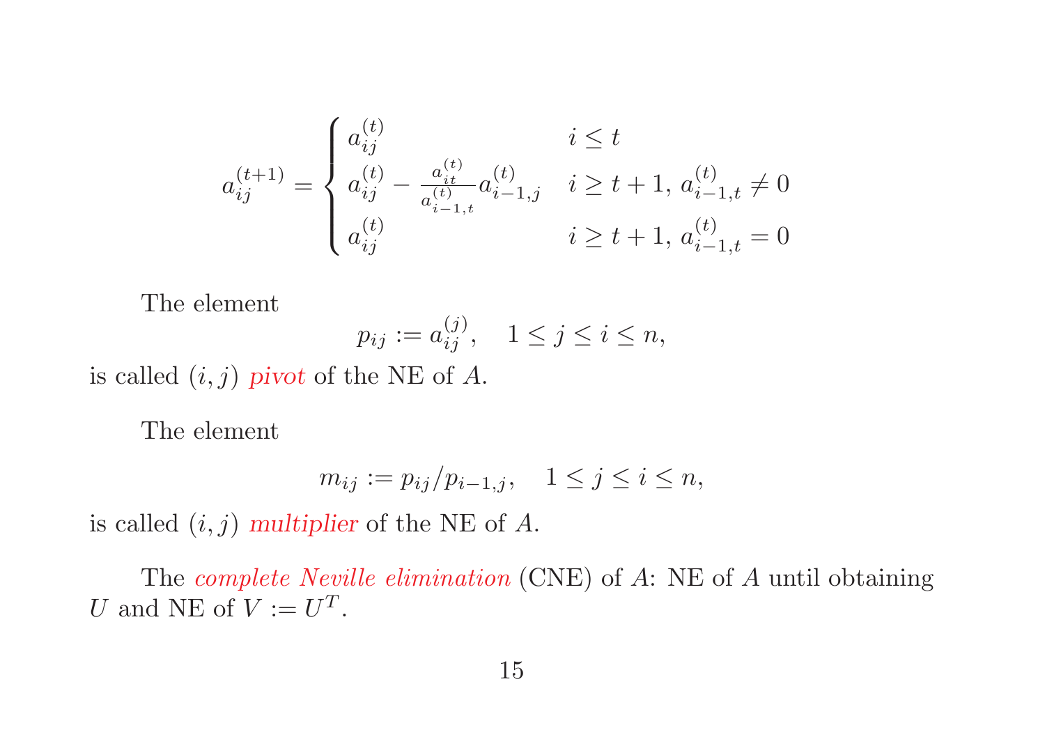$$
a_{ij}^{(t+1)} = \begin{cases} a_{ij}^{(t)} & i \leq t \\ a_{ij}^{(t)} - \frac{a_{it}^{(t)}}{a_{i-1,t}^{(t)}} a_{i-1,j}^{(t)} & i \geq t+1,\, a_{i-1,t}^{(t)} \neq 0 \\ a_{ij}^{(t)} & i \geq t+1,\, a_{i-1,t}^{(t)} = 0 \end{cases}
$$

The element

$$
p_{ij} := a_{ij}^{(j)}, \quad 1 \leq j \leq i \leq n,
$$

is called $(i, j)$ *pivot* of the NE of $A$.

The element

$$
m_{ij} := p_{ij}/p_{i-1,j}, \quad 1 \leq j \leq i \leq n,
$$

is called $(i, j)$ *multiplier* of the NE of $A$.

The *complete Neville elimination* (CNE) of $A$: NE of $A$ until obtaining $U$ and NE of $V := U^T$.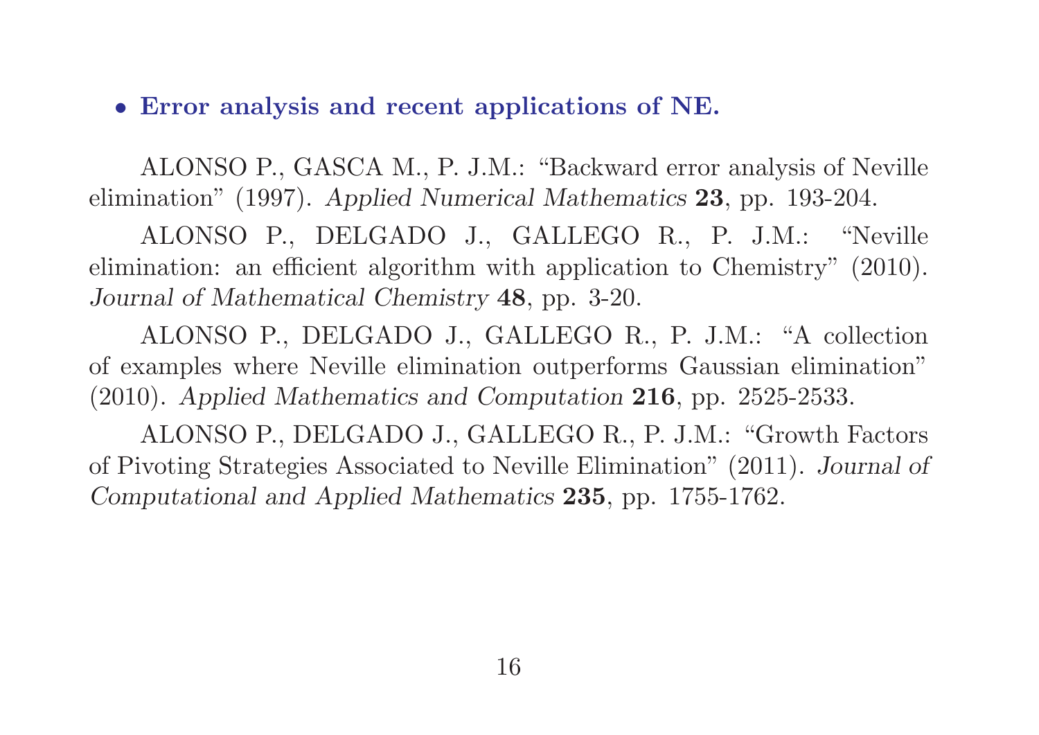- **Error analysis and recent applications of NE.**

ALONSO P., GASCA M., P. J.M.: "Backward error analysis of Neville elimination" (1997). *Applied Numerical Mathematics* **23**, pp. 193-204.

ALONSO P., DELGADO J., GALLEGO R., P. J.M.: "Neville elimination: an efficient algorithm with application to Chemistry" (2010). *Journal of Mathematical Chemistry* **48**, pp. 3-20.

ALONSO P., DELGADO J., GALLEGO R., P. J.M.: "A collection of examples where Neville elimination outperforms Gaussian elimination" (2010). *Applied Mathematics and Computation* **216**, pp. 2525-2533.

ALONSO P., DELGADO J., GALLEGO R., P. J.M.: "Growth Factors of Pivoting Strategies Associated to Neville Elimination" (2011). *Journal of Computational and Applied Mathematics* **235**, pp. 1755-1762.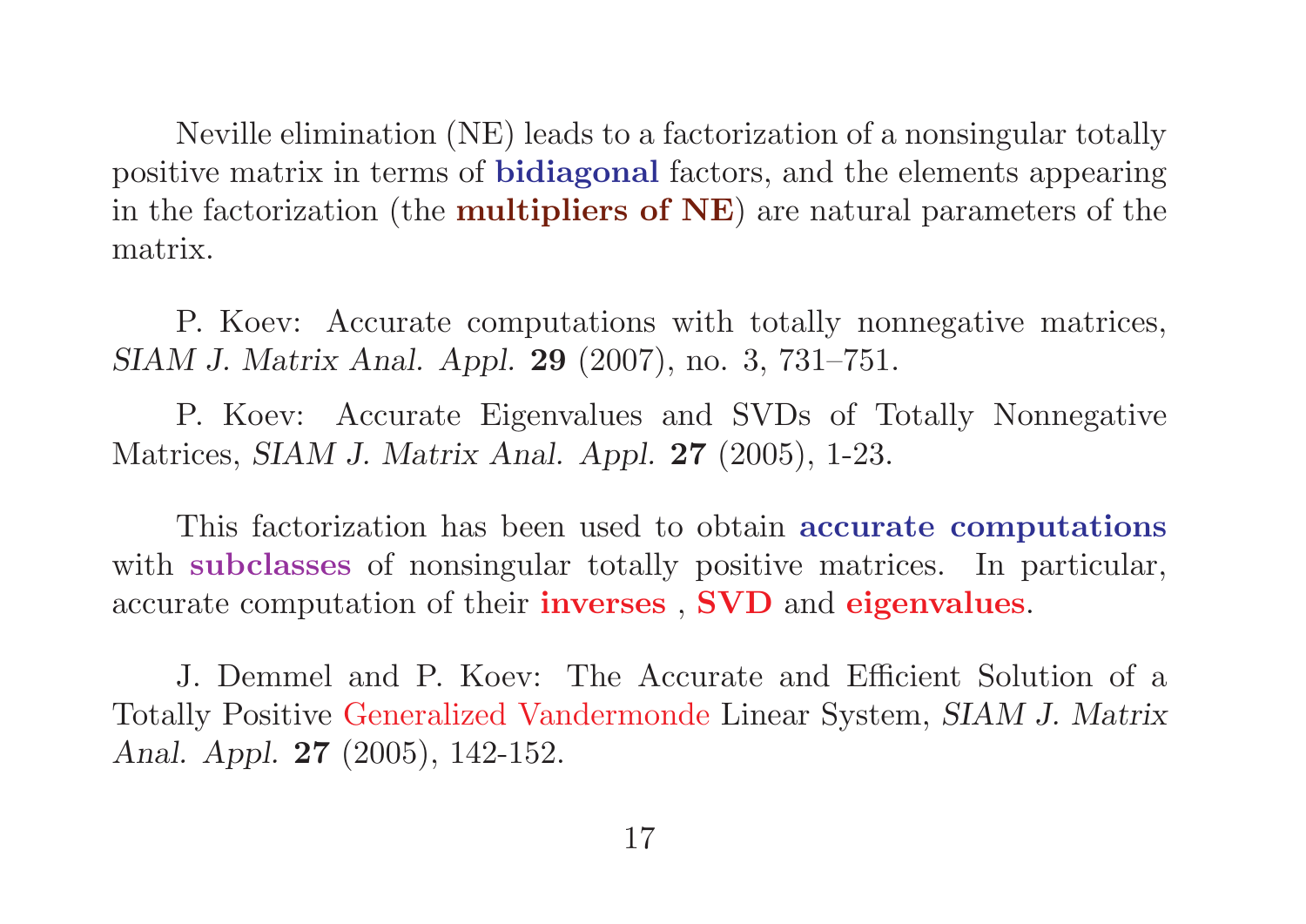Neville elimination (NE) leads to a factorization of a nonsingular totally positive matrix in terms of **bidiagonal** factors, and the elements appearing in the factorization (the **multipliers of NE**) are natural parameters of the matrix.

P. Koev: Accurate computations with totally nonnegative matrices, *SIAM J. Matrix Anal. Appl.* **29** (2007), no. 3, 731–751.

P. Koev: Accurate Eigenvalues and SVDs of Totally Nonnegative Matrices, *SIAM J. Matrix Anal. Appl.* **27** (2005), 1-23.

This factorization has been used to obtain **accurate computations** with **subclasses** of nonsingular totally positive matrices. In particular, accurate computation of their **inverses** , **SVD** and **eigenvalues**.

J. Demmel and P. Koev: The Accurate and Efficient Solution of a Totally Positive Generalized Vandermonde Linear System, *SIAM J. Matrix Anal. Appl.* **27** (2005), 142-152.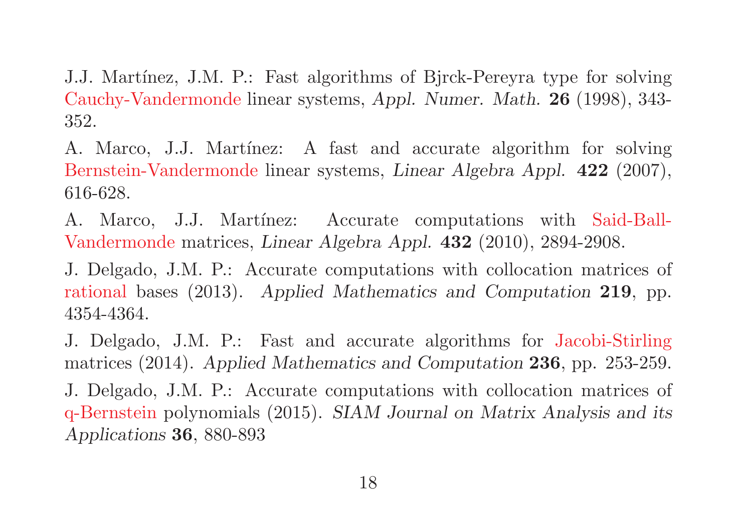J.J. Martínez, J.M. P.: Fast algorithms of Bjrck-Pereyra type for solving Cauchy-Vandermonde linear systems, *Appl. Numer. Math.* **26** (1998), 343-352.

A. Marco, J.J. Martínez: A fast and accurate algorithm for solving Bernstein-Vandermonde linear systems, *Linear Algebra Appl.* **422** (2007), 616-628.

A. Marco, J.J. Martínez: Accurate computations with Said-Ball-Vandermonde matrices, *Linear Algebra Appl.* **432** (2010), 2894-2908.

J. Delgado, J.M. P.: Accurate computations with collocation matrices of rational bases (2013). *Applied Mathematics and Computation* **219**, pp. 4354-4364.

J. Delgado, J.M. P.: Fast and accurate algorithms for Jacobi-Stirling matrices (2014). *Applied Mathematics and Computation* **236**, pp. 253-259.

J. Delgado, J.M. P.: Accurate computations with collocation matrices of q-Bernstein polynomials (2015). *SIAM Journal on Matrix Analysis and its Applications* **36**, 880-893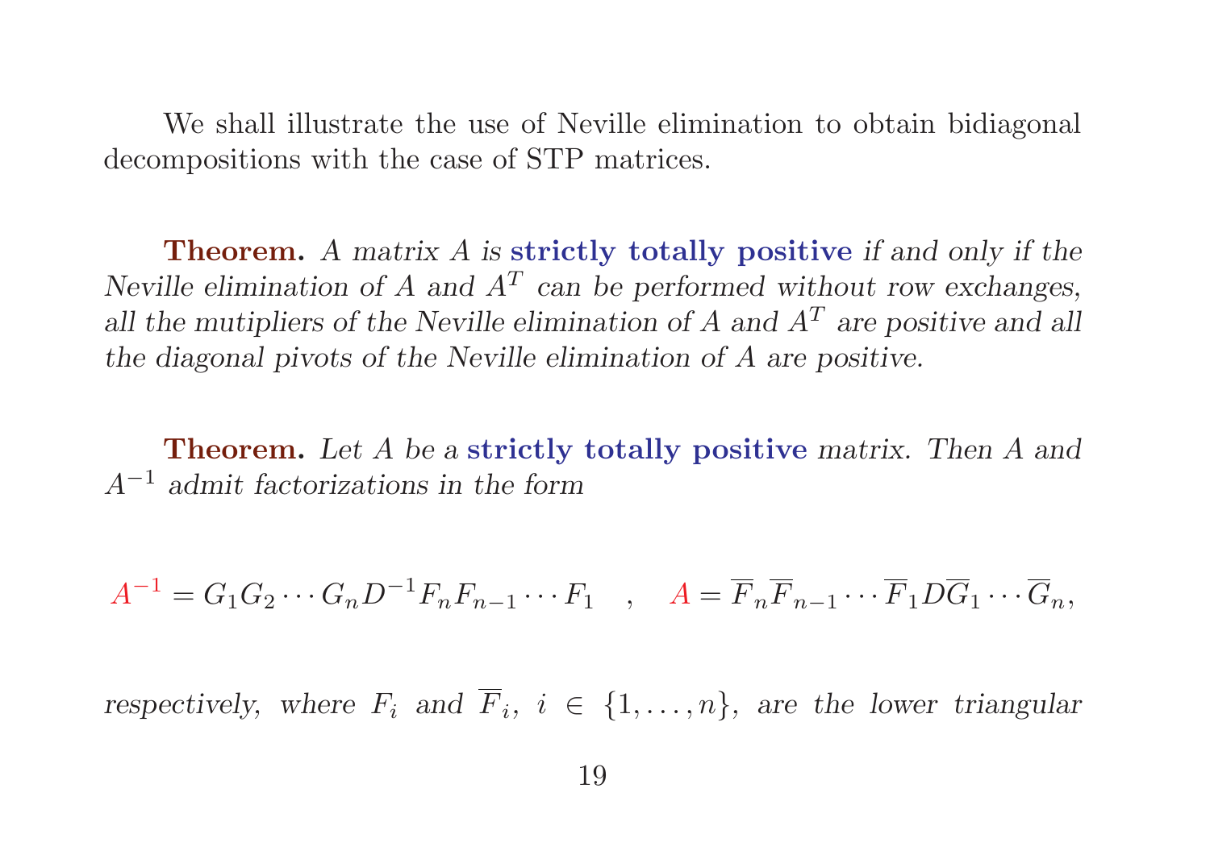We shall illustrate the use of Neville elimination to obtain bidiagonal decompositions with the case of STP matrices.

**Theorem.** *A matrix $A$ is* **strictly totally positive** *if and only if the Neville elimination of $A$ and $A^T$ can be performed without row exchanges, all the mutipliers of the Neville elimination of $A$ and $A^T$ are positive and all the diagonal pivots of the Neville elimination of $A$ are positive.*

**Theorem.** *Let $A$ be a* **strictly totally positive** *matrix. Then $A$ and $A^{-1}$ admit factorizations in the form*

$$A^{-1} = G_1 G_2 \cdots G_n D^{-1} F_n F_{n-1} \cdots F_1 \quad , \quad A = \overline{F}_n \overline{F}_{n-1} \cdots \overline{F}_1 D \overline{G}_1 \cdots \overline{G}_n,$$

*respectively, where $F_i$ and $\overline{F}_i$, $i \in \{1, \ldots, n\}$, are the lower triangular*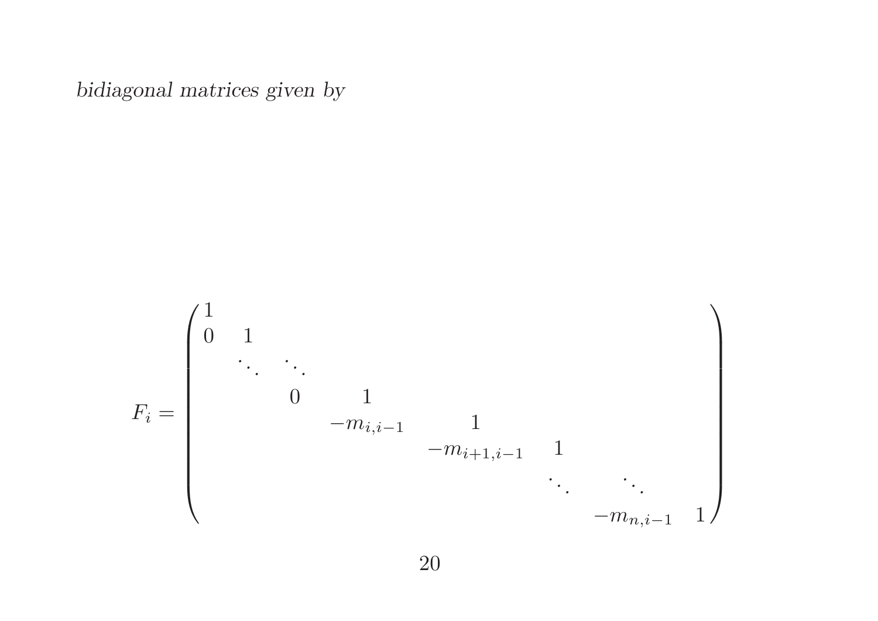*bidiagonal matrices given by*

$$
F_i = \begin{pmatrix}
1 & & & & & & & \\
0 & 1 & & & & & & \\
 & \ddots & \ddots & & & & & \\
 & & 0 & 1 & & & & \\
 & & & -m_{i,i-1} & 1 & & & \\
 & & & & -m_{i+1,i-1} & 1 & & \\
 & & & & & \ddots & \ddots & \\
 & & & & & & -m_{n,i-1} & 1
\end{pmatrix}
$$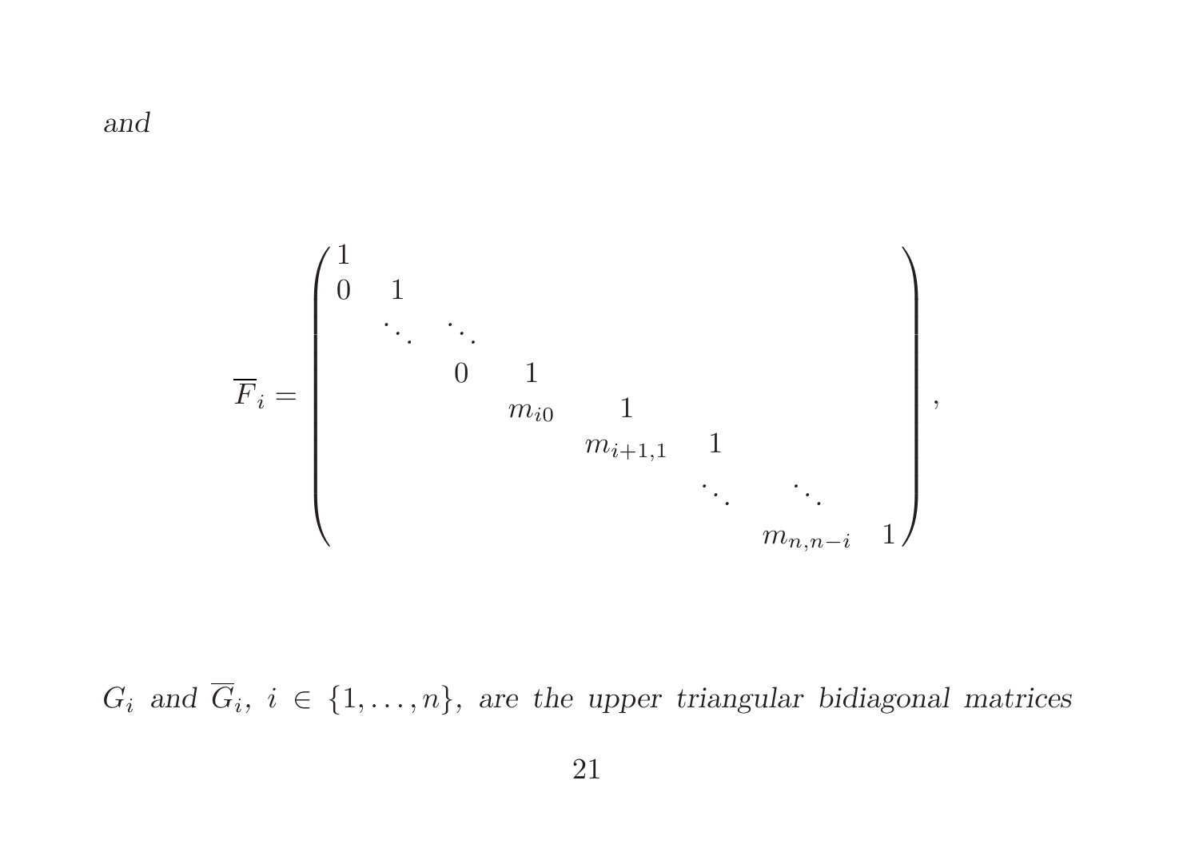*and*

$$\overline{F}_i = \begin{pmatrix} 1 & & & & & & & \\ 0 & 1 & & & & & & \\ & \ddots & \ddots & & & & & \\ & & 0 & 1 & & & & \\ & & & m_{i0} & 1 & & & \\ & & & & m_{i+1,1} & 1 & & \\ & & & & & \ddots & \ddots & \\ & & & & & & m_{n,n-i} & 1 \end{pmatrix},$$

*$G_i$ and $\overline{G}_i$, $i \in \{1, \dots, n\}$, are the upper triangular bidiagonal matrices*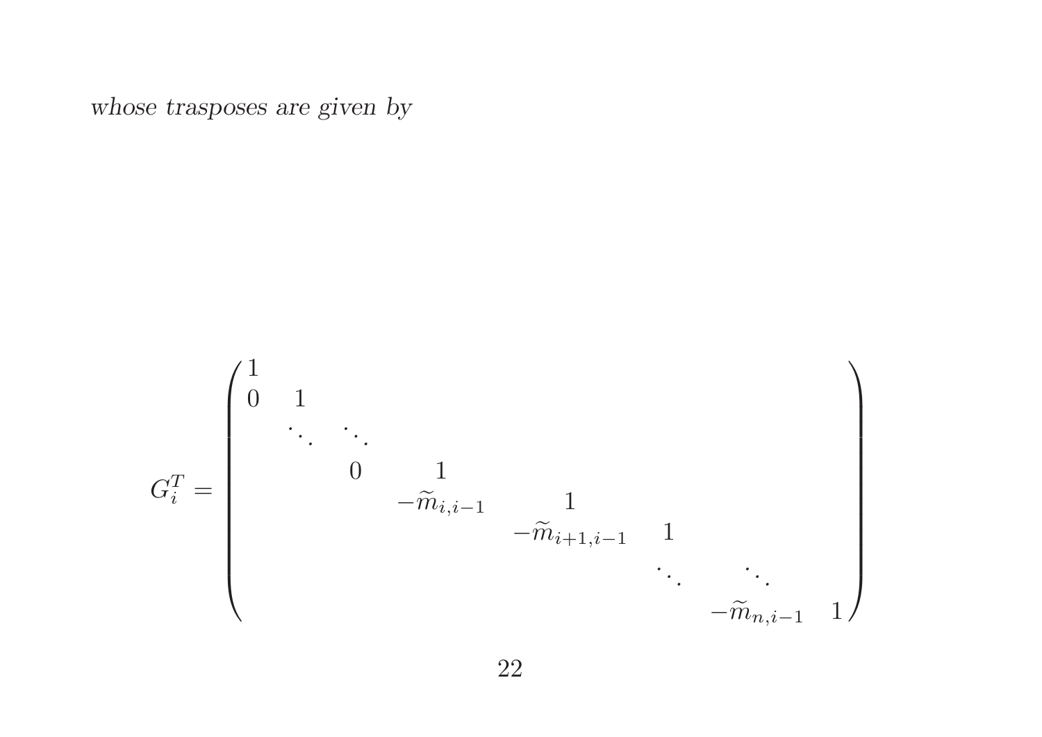*whose trasposes are given by*

$$
G_i^T = \begin{pmatrix}
1 & & & & & & & \\
0 & 1 & & & & & & \\
 & \ddots & \ddots & & & & & \\
 & & 0 & 1 & & & & \\
 & & & -\widetilde{m}_{i,i-1} & 1 & & & \\
 & & & & -\widetilde{m}_{i+1,i-1} & 1 & & \\
 & & & & & \ddots & \ddots & \\
 & & & & & & -\widetilde{m}_{n,i-1} & 1
\end{pmatrix}
$$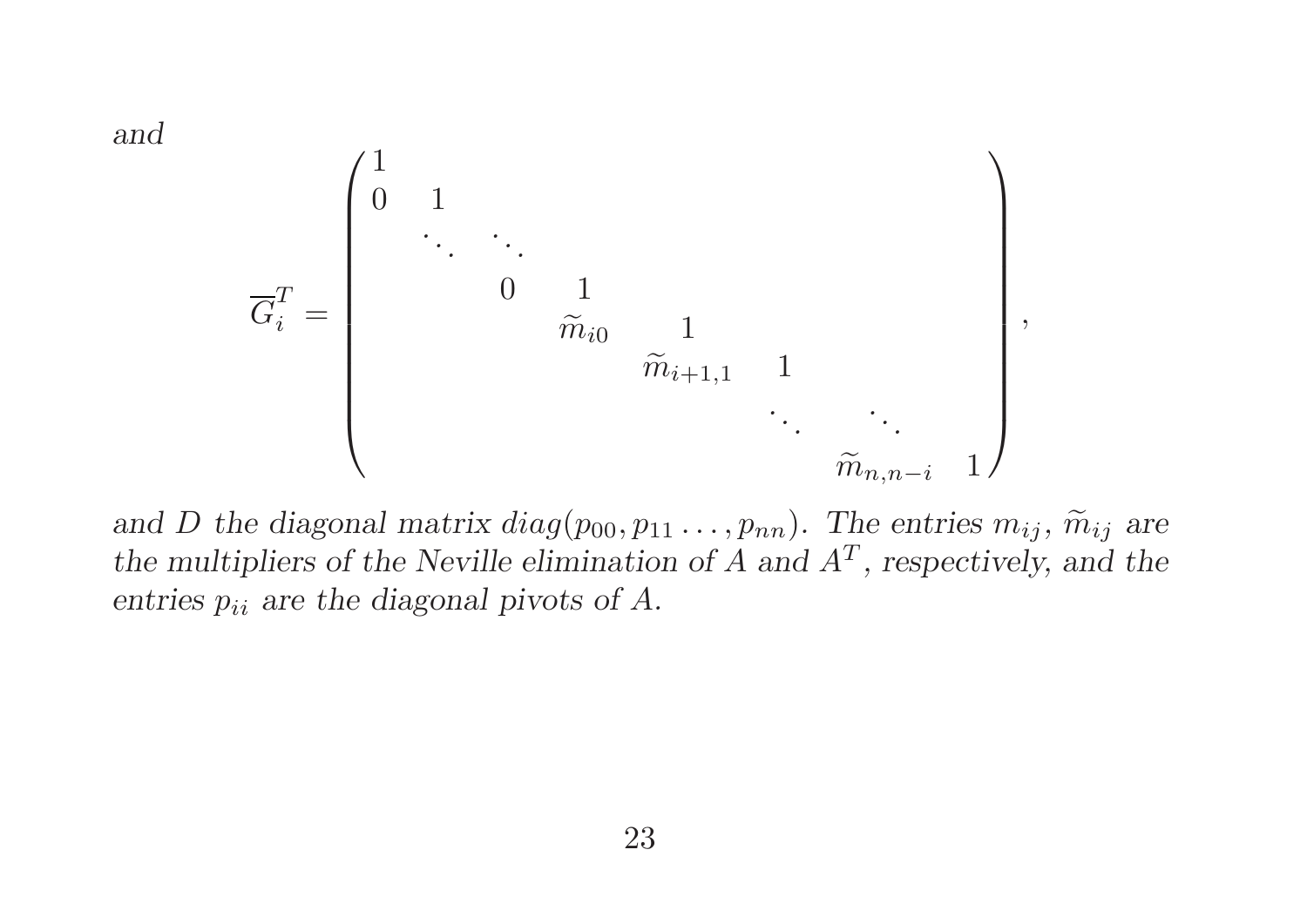*and*

$$\overline{G}_i^T = \begin{pmatrix} 1 & & & & & & & \\ 0 & 1 & & & & & & \\ & \ddots & \ddots & & & & & \\ & & 0 & 1 & & & & \\ & & & \widetilde{m}_{i0} & 1 & & & \\ & & & & \widetilde{m}_{i+1,1} & 1 & & \\ & & & & & \ddots & \ddots & \\ & & & & & & \widetilde{m}_{n,n-i} & 1 \end{pmatrix},$$

*and $D$ the diagonal matrix $diag(p_{00}, p_{11} \ldots, p_{nn})$. The entries $m_{ij}$, $\widetilde{m}_{ij}$ are the multipliers of the Neville elimination of $A$ and $A^T$, respectively, and the entries $p_{ii}$ are the diagonal pivots of $A$.*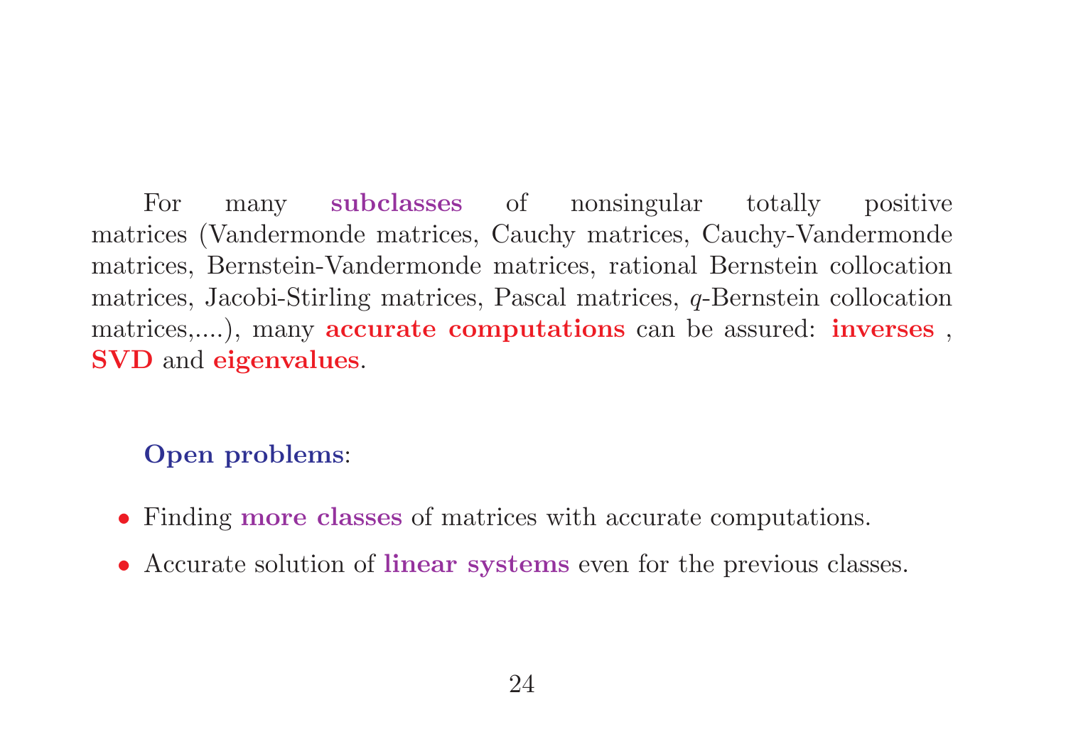For many **subclasses** of nonsingular totally positive matrices (Vandermonde matrices, Cauchy matrices, Cauchy-Vandermonde matrices, Bernstein-Vandermonde matrices, rational Bernstein collocation matrices, Jacobi-Stirling matrices, Pascal matrices, $q$-Bernstein collocation matrices,....), many **accurate computations** can be assured: **inverses** , **SVD** and **eigenvalues**.

**Open problems**:

- Finding **more classes** of matrices with accurate computations.
- Accurate solution of **linear systems** even for the previous classes.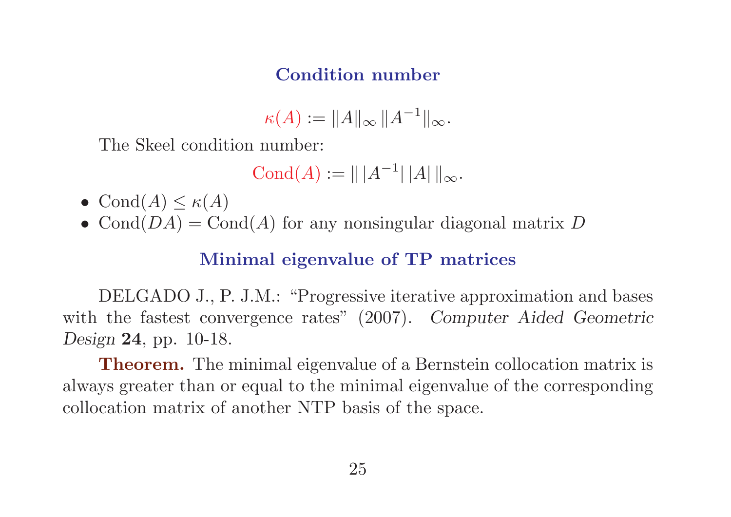## Condition number

$$\kappa(A) := \|A\|_\infty \, \|A^{-1}\|_\infty.$$

The Skeel condition number:

$$\text{Cond}(A) := \| \, |A^{-1}| \, |A| \, \|_\infty.$$

- $\text{Cond}(A) \leq \kappa(A)$
- $\text{Cond}(DA) = \text{Cond}(A)$ for any nonsingular diagonal matrix $D$

## Minimal eigenvalue of TP matrices

DELGADO J., P. J.M.: "Progressive iterative approximation and bases with the fastest convergence rates" (2007). *Computer Aided Geometric Design* **24**, pp. 10-18.

**Theorem.** The minimal eigenvalue of a Bernstein collocation matrix is always greater than or equal to the minimal eigenvalue of the corresponding collocation matrix of another NTP basis of the space.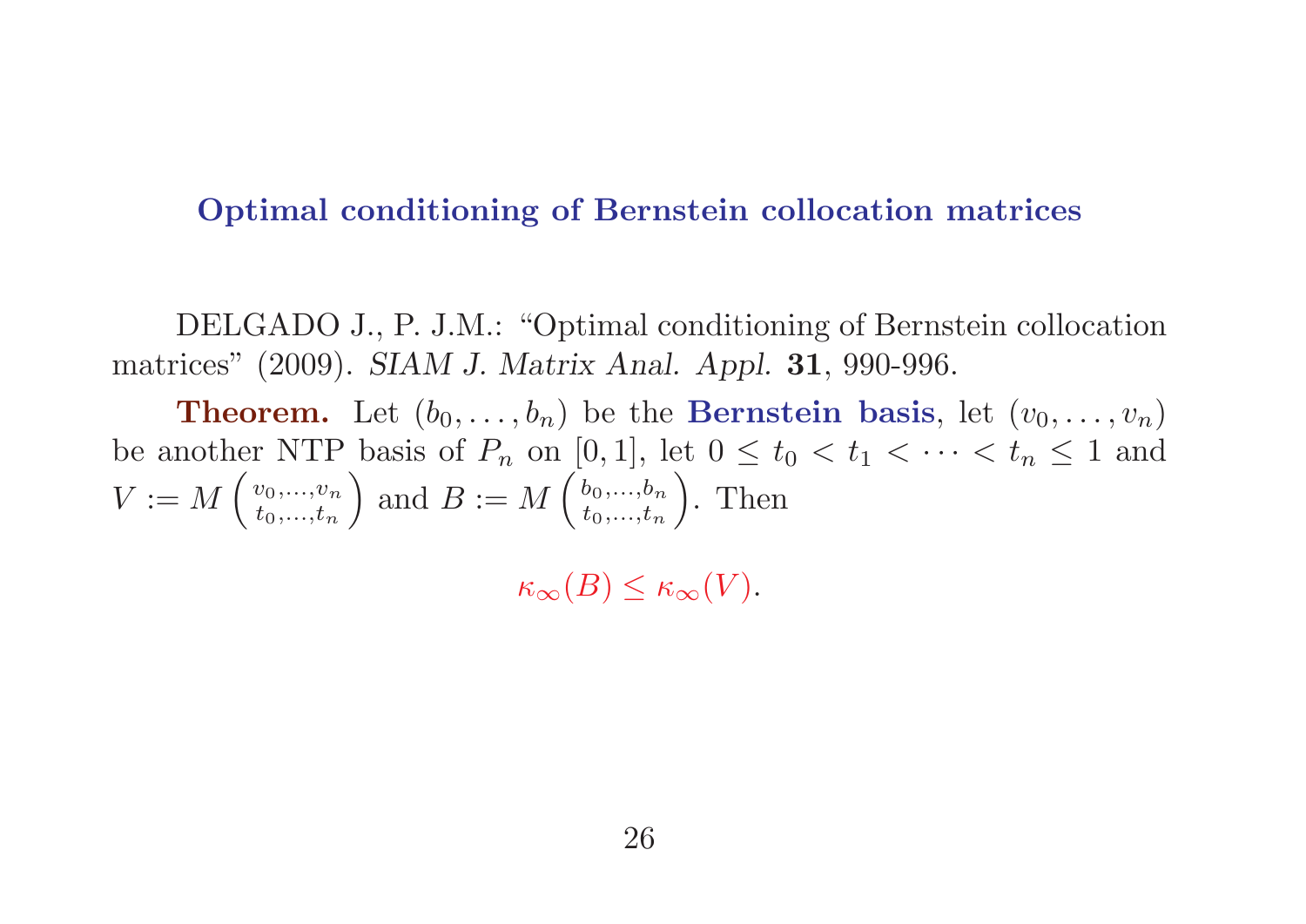## Optimal conditioning of Bernstein collocation matrices

DELGADO J., P. J.M.: "Optimal conditioning of Bernstein collocation matrices" (2009). *SIAM J. Matrix Anal. Appl.* **31**, 990-996.

**Theorem.** Let $(b_0, \ldots, b_n)$ be the **Bernstein basis**, let $(v_0, \ldots, v_n)$ be another NTP basis of $P_n$ on $[0, 1]$, let $0 \leq t_0 < t_1 < \cdots < t_n \leq 1$ and $V := M \begin{pmatrix} v_0, \ldots, v_n \\ t_0, \ldots, t_n \end{pmatrix}$ and $B := M \begin{pmatrix} b_0, \ldots, b_n \\ t_0, \ldots, t_n \end{pmatrix}$. Then

$$\kappa_\infty(B) \leq \kappa_\infty(V).$$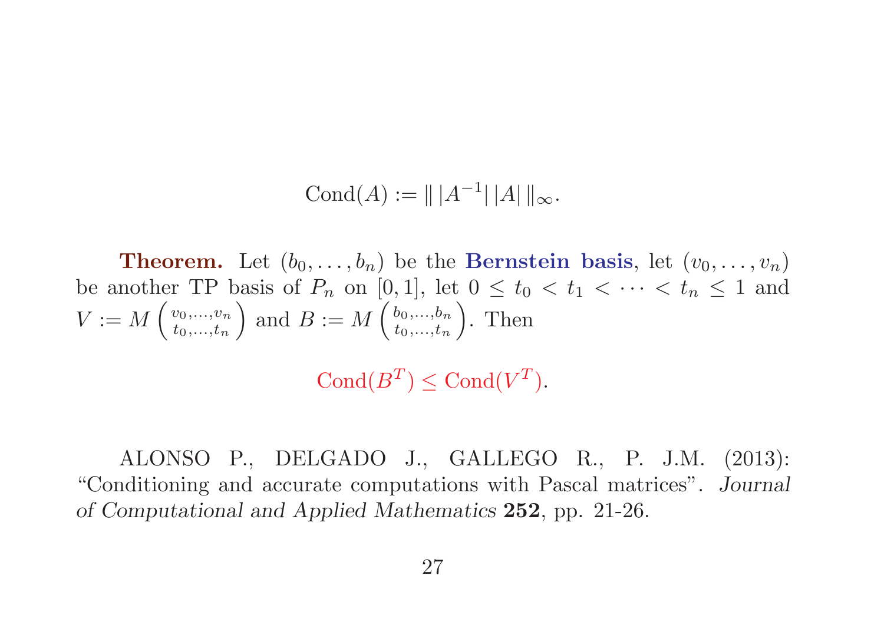$$\mathrm{Cond}(A) := \| \, |A^{-1}| \, |A| \, \|_\infty.$$

**Theorem.** Let $(b_0, \ldots, b_n)$ be the **Bernstein basis**, let $(v_0, \ldots, v_n)$ be another TP basis of $P_n$ on $[0, 1]$, let $0 \leq t_0 < t_1 < \cdots < t_n \leq 1$ and $V := M\begin{pmatrix} v_0,\ldots,v_n \\ t_0,\ldots,t_n \end{pmatrix}$ and $B := M\begin{pmatrix} b_0,\ldots,b_n \\ t_0,\ldots,t_n \end{pmatrix}$. Then

$$\mathrm{Cond}(B^T) \leq \mathrm{Cond}(V^T).$$

ALONSO P., DELGADO J., GALLEGO R., P. J.M. (2013): "Conditioning and accurate computations with Pascal matrices". *Journal of Computational and Applied Mathematics* **252**, pp. 21-26.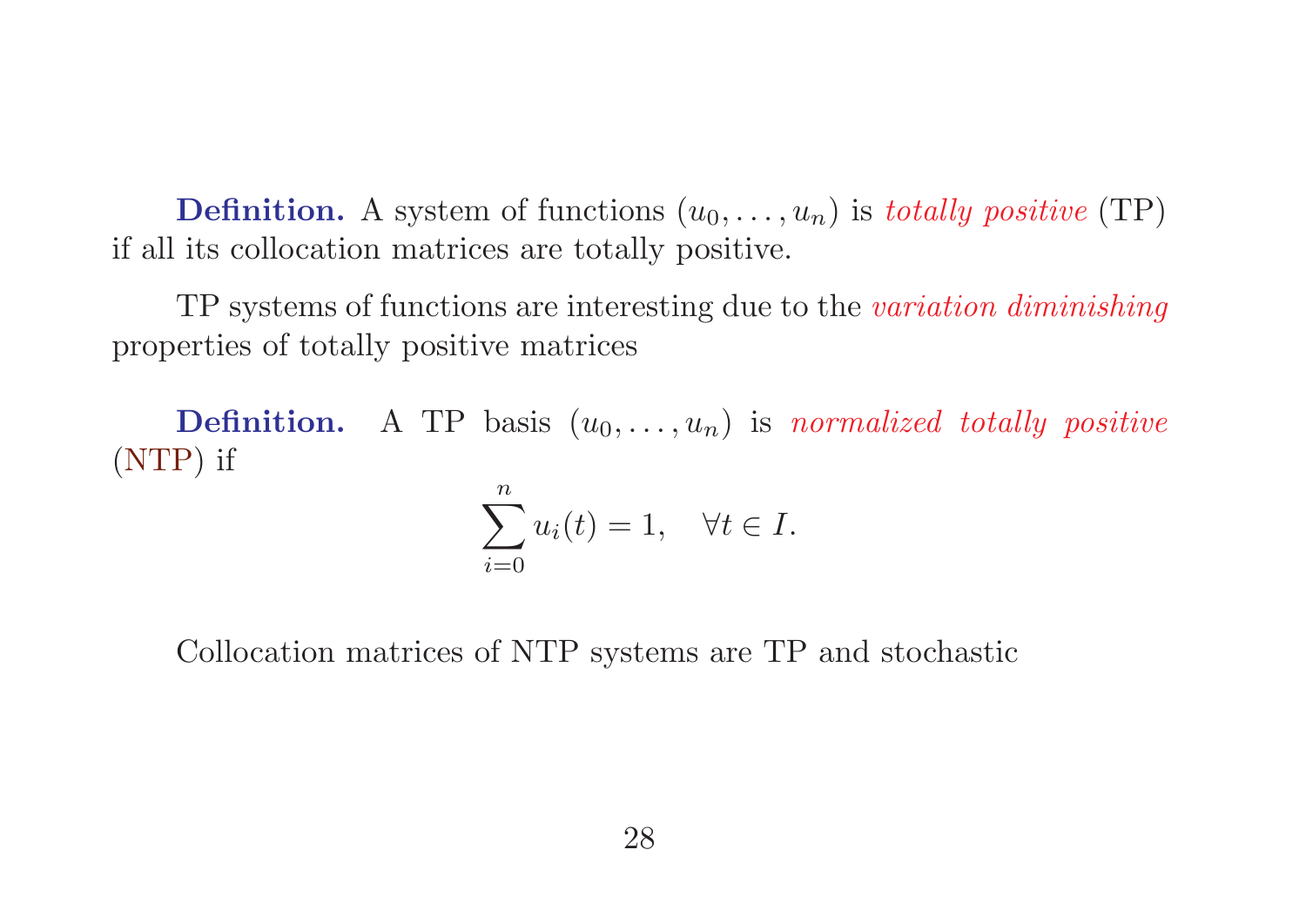**Definition.** A system of functions $(u_0, \ldots, u_n)$ is *totally positive* (TP) if all its collocation matrices are totally positive.

TP systems of functions are interesting due to the *variation diminishing* properties of totally positive matrices

**Definition.** A TP basis $(u_0, \ldots, u_n)$ is *normalized totally positive* (NTP) if

$$\sum_{i=0}^{n} u_i(t) = 1, \quad \forall t \in I.$$

Collocation matrices of NTP systems are TP and stochastic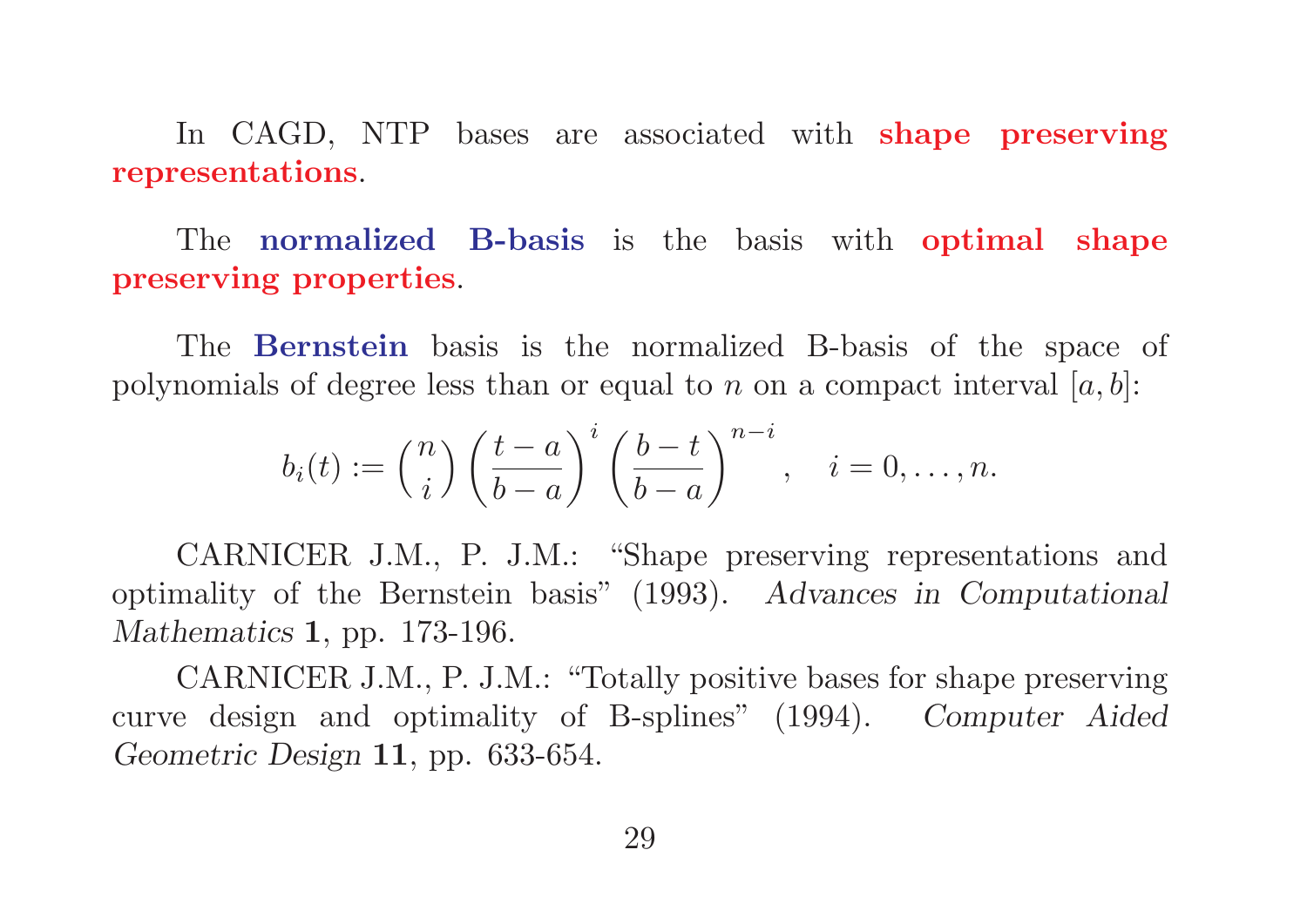In CAGD, NTP bases are associated with **shape preserving representations**.

The **normalized B-basis** is the basis with **optimal shape preserving properties**.

The **Bernstein** basis is the normalized B-basis of the space of polynomials of degree less than or equal to $n$ on a compact interval $[a, b]$:

$$b_i(t) := \binom{n}{i} \left(\frac{t-a}{b-a}\right)^i \left(\frac{b-t}{b-a}\right)^{n-i}, \quad i = 0, \ldots, n.$$

CARNICER J.M., P. J.M.: "Shape preserving representations and optimality of the Bernstein basis" (1993). *Advances in Computational Mathematics* **1**, pp. 173-196.

CARNICER J.M., P. J.M.: "Totally positive bases for shape preserving curve design and optimality of B-splines" (1994). *Computer Aided Geometric Design* **11**, pp. 633-654.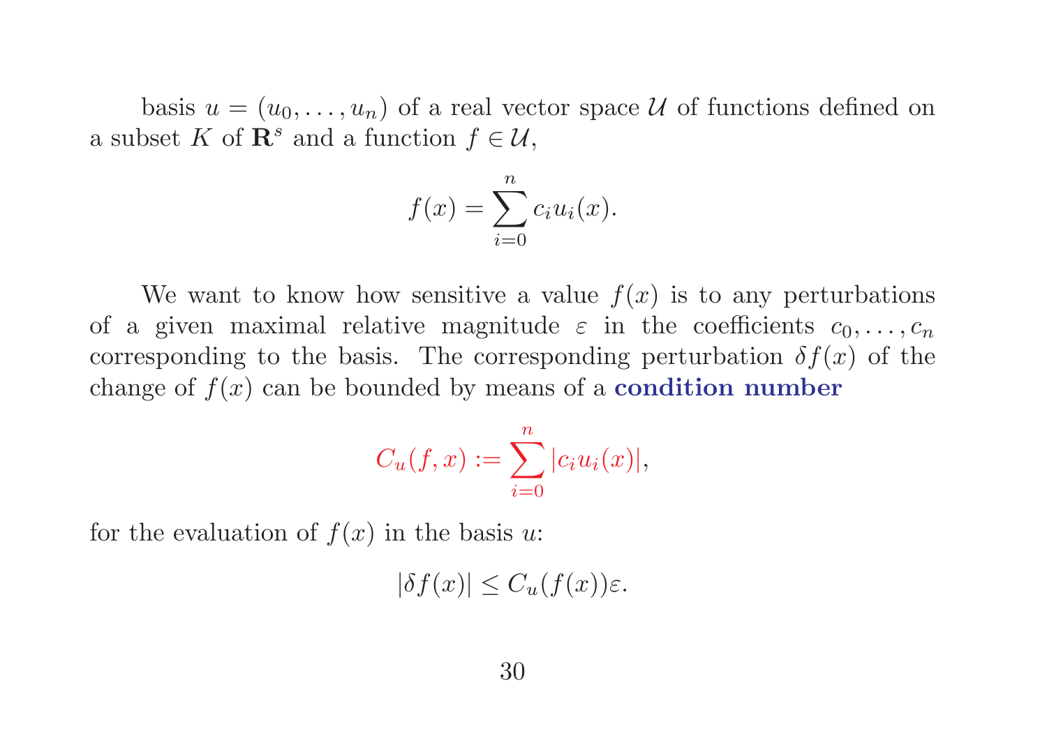basis $u = (u_0, \ldots, u_n)$ of a real vector space $\mathcal{U}$ of functions defined on a subset $K$ of $\mathbf{R}^s$ and a function $f \in \mathcal{U}$,

$$f(x) = \sum_{i=0}^{n} c_i u_i(x).$$

We want to know how sensitive a value $f(x)$ is to any perturbations of a given maximal relative magnitude $\varepsilon$ in the coefficients $c_0, \ldots, c_n$ corresponding to the basis. The corresponding perturbation $\delta f(x)$ of the change of $f(x)$ can be bounded by means of a **condition number**

$$C_u(f, x) := \sum_{i=0}^{n} |c_i u_i(x)|,$$

for the evaluation of $f(x)$ in the basis $u$:

$$|\delta f(x)| \leq C_u(f(x))\varepsilon.$$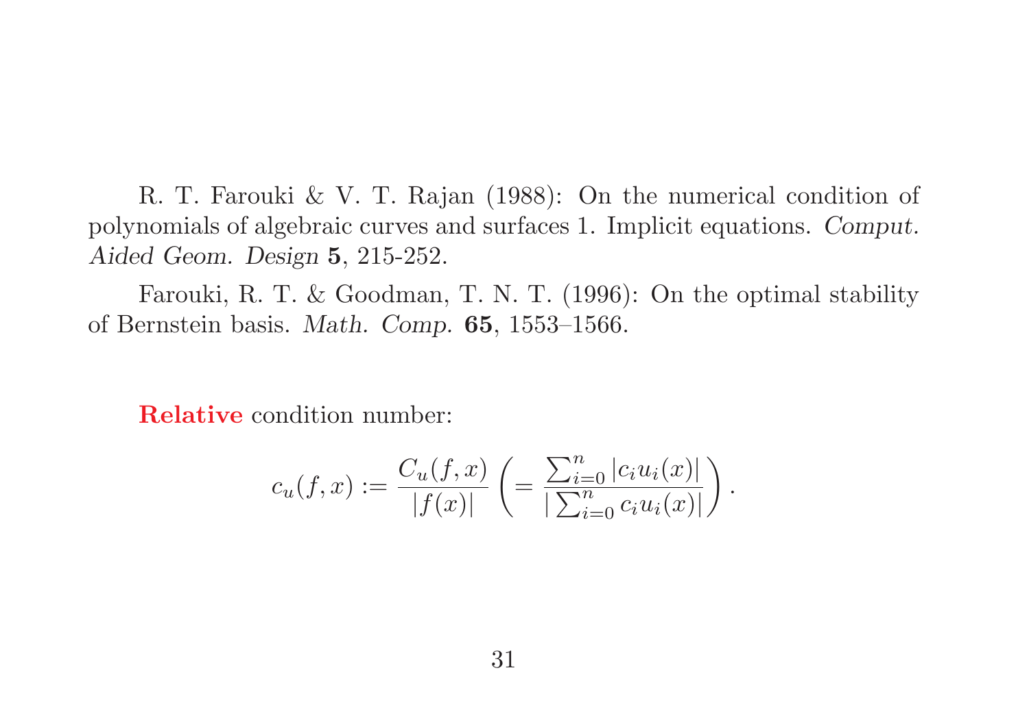R. T. Farouki & V. T. Rajan (1988): On the numerical condition of polynomials of algebraic curves and surfaces 1. Implicit equations. *Comput. Aided Geom. Design* **5**, 215-252.

Farouki, R. T. & Goodman, T. N. T. (1996): On the optimal stability of Bernstein basis. *Math. Comp.* **65**, 1553–1566.

**Relative** condition number:

$$c_u(f,x) := \frac{C_u(f,x)}{|f(x)|} \left( = \frac{\sum_{i=0}^{n} |c_i u_i(x)|}{|\sum_{i=0}^{n} c_i u_i(x)|} \right).$$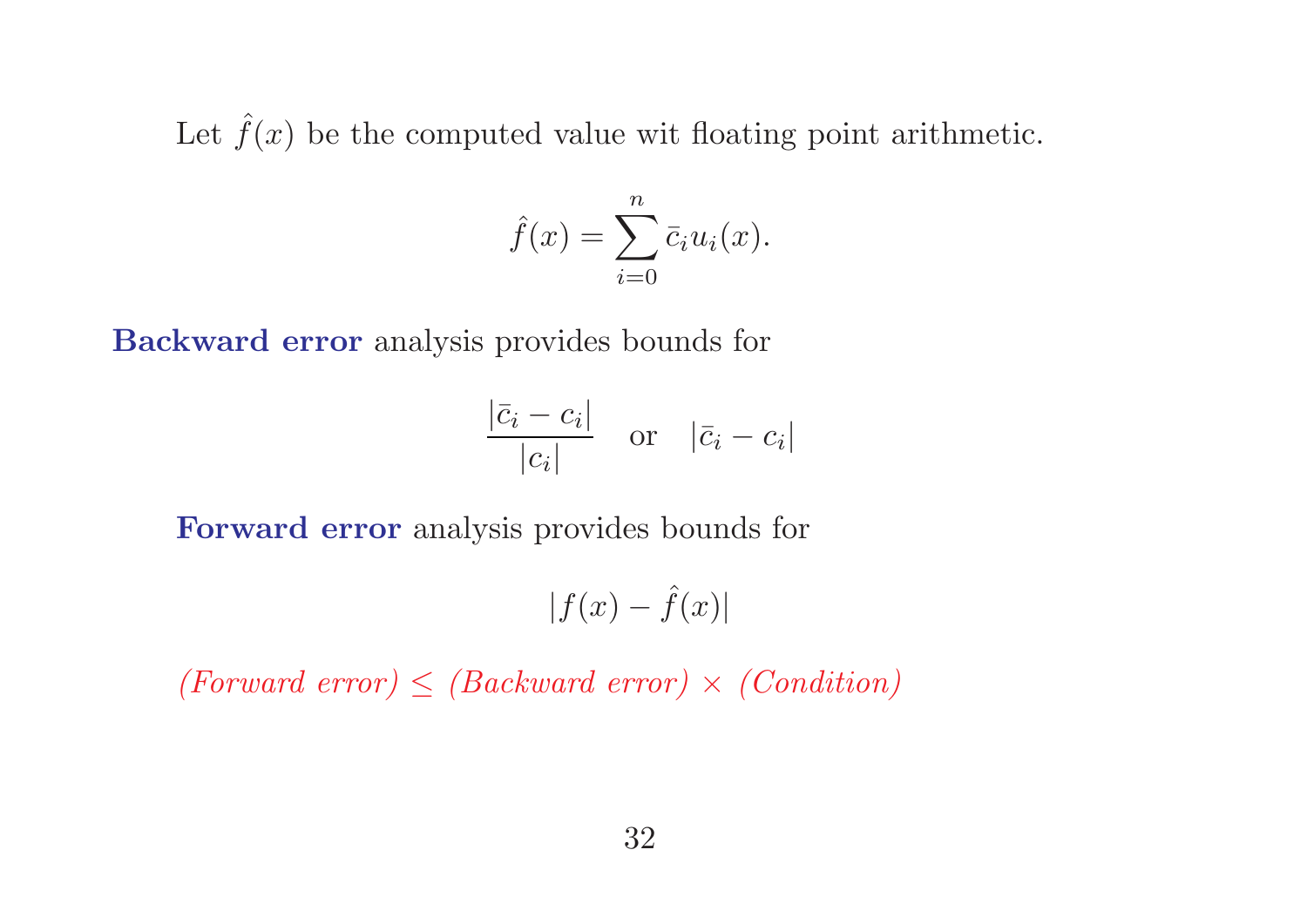Let $\hat{f}(x)$ be the computed value wit floating point arithmetic.

$$\hat{f}(x) = \sum_{i=0}^{n} \bar{c}_i u_i(x).$$

**Backward error** analysis provides bounds for

$$\frac{|\bar{c}_i - c_i|}{|c_i|} \quad \text{or} \quad |\bar{c}_i - c_i|$$

**Forward error** analysis provides bounds for

$$|f(x) - \hat{f}(x)|$$

*(Forward error) $\leq$ (Backward error) $\times$ (Condition)*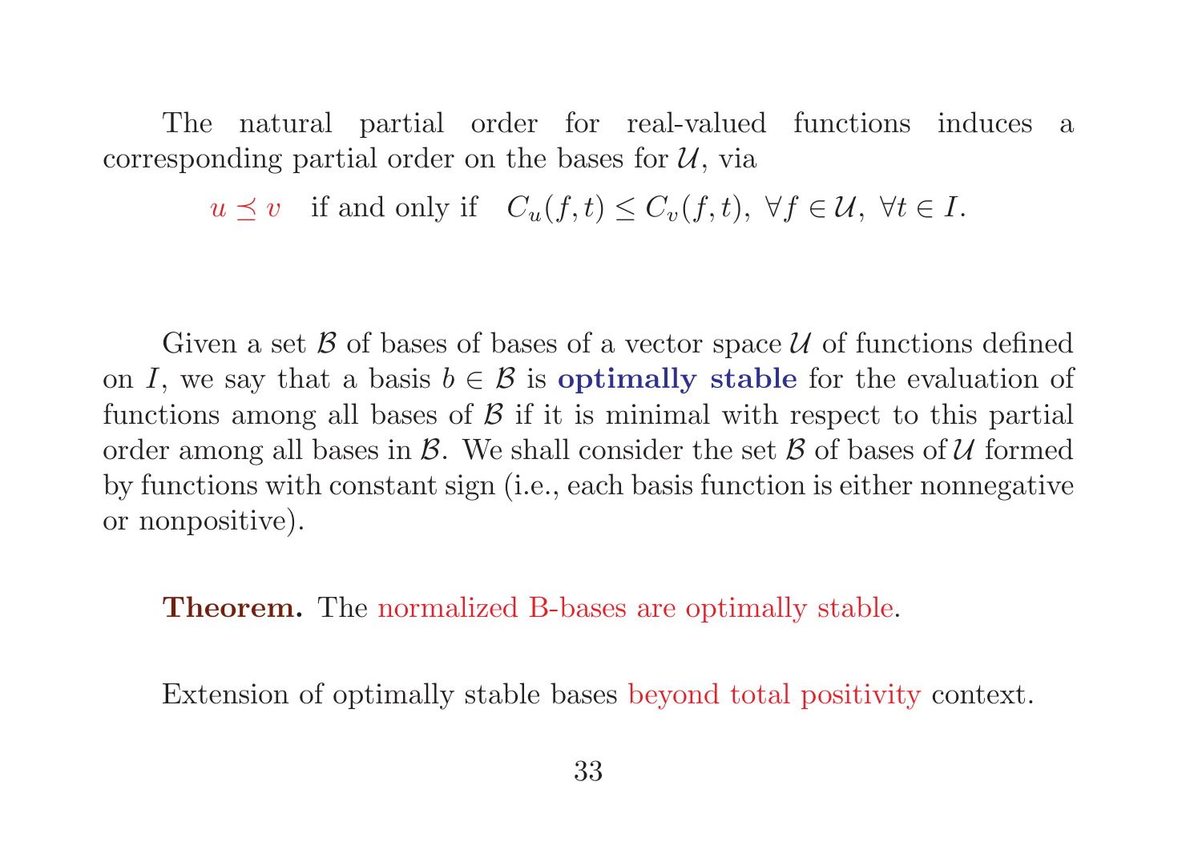The natural partial order for real-valued functions induces a corresponding partial order on the bases for $\mathcal{U}$, via

$$u \preceq v \quad \text{if and only if} \quad C_u(f,t) \leq C_v(f,t), \ \forall f \in \mathcal{U}, \ \forall t \in I.$$

Given a set $\mathcal{B}$ of bases of bases of a vector space $\mathcal{U}$ of functions defined on $I$, we say that a basis $b \in \mathcal{B}$ is **optimally stable** for the evaluation of functions among all bases of $\mathcal{B}$ if it is minimal with respect to this partial order among all bases in $\mathcal{B}$. We shall consider the set $\mathcal{B}$ of bases of $\mathcal{U}$ formed by functions with constant sign (i.e., each basis function is either nonnegative or nonpositive).

**Theorem.** The normalized B-bases are optimally stable.

Extension of optimally stable bases beyond total positivity context.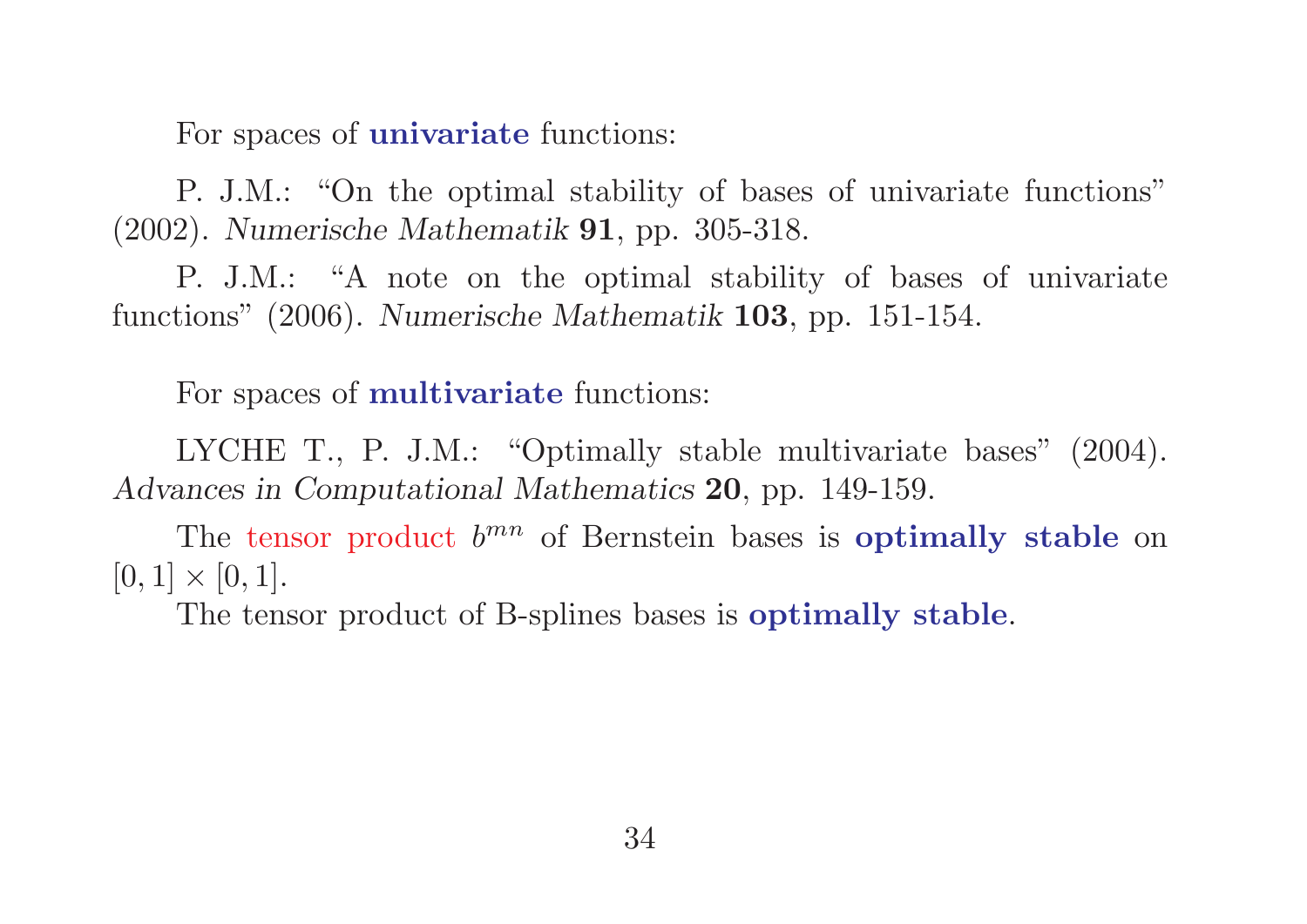For spaces of **univariate** functions:

P. J.M.: "On the optimal stability of bases of univariate functions" (2002). *Numerische Mathematik* **91**, pp. 305-318.

P. J.M.: "A note on the optimal stability of bases of univariate functions" (2006). *Numerische Mathematik* **103**, pp. 151-154.

For spaces of **multivariate** functions:

LYCHE T., P. J.M.: "Optimally stable multivariate bases" (2004). *Advances in Computational Mathematics* **20**, pp. 149-159.

The tensor product $b^{mn}$ of Bernstein bases is **optimally stable** on $[0,1] \times [0,1]$.

The tensor product of B-splines bases is **optimally stable**.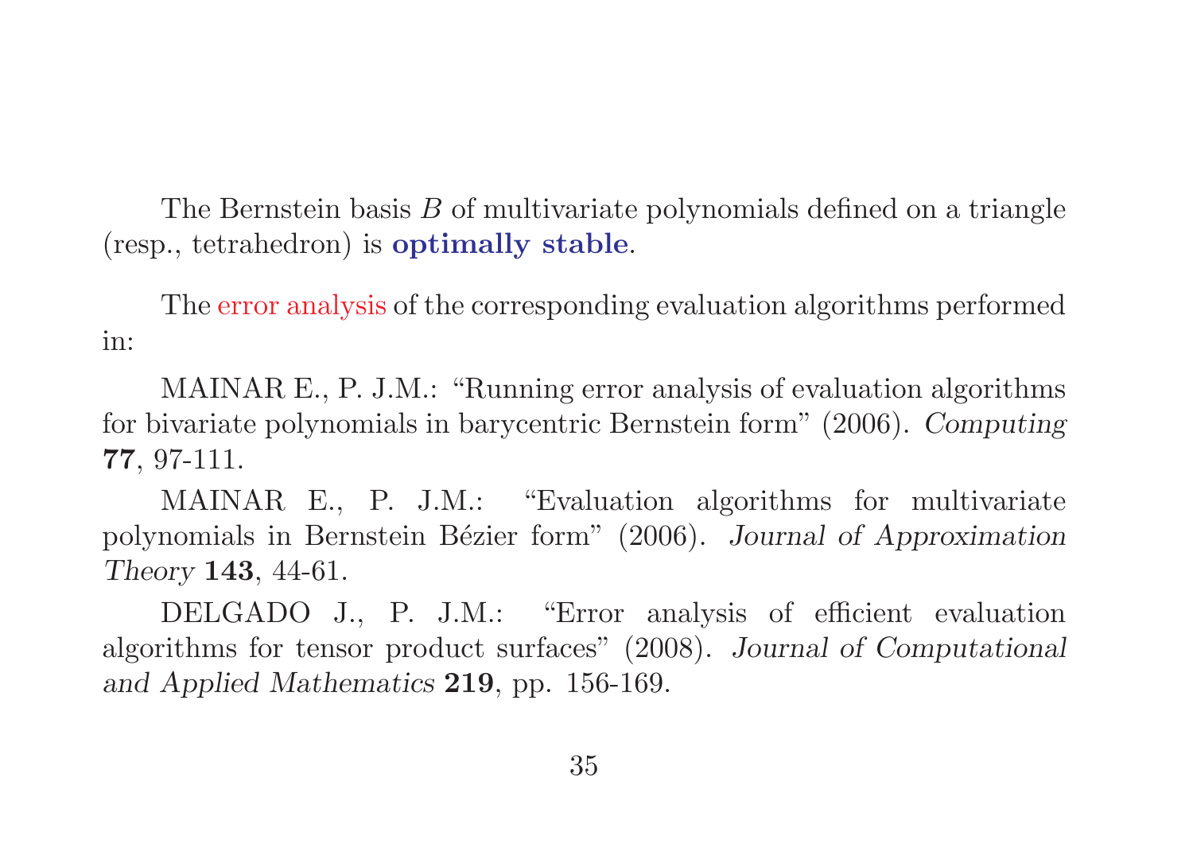The Bernstein basis $B$ of multivariate polynomials defined on a triangle (resp., tetrahedron) is **optimally stable**.

The error analysis of the corresponding evaluation algorithms performed in:

MAINAR E., P. J.M.: "Running error analysis of evaluation algorithms for bivariate polynomials in barycentric Bernstein form" (2006). *Computing* **77**, 97-111.

MAINAR E., P. J.M.: "Evaluation algorithms for multivariate polynomials in Bernstein Bézier form" (2006). *Journal of Approximation Theory* **143**, 44-61.

DELGADO J., P. J.M.: "Error analysis of efficient evaluation algorithms for tensor product surfaces" (2008). *Journal of Computational and Applied Mathematics* **219**, pp. 156-169.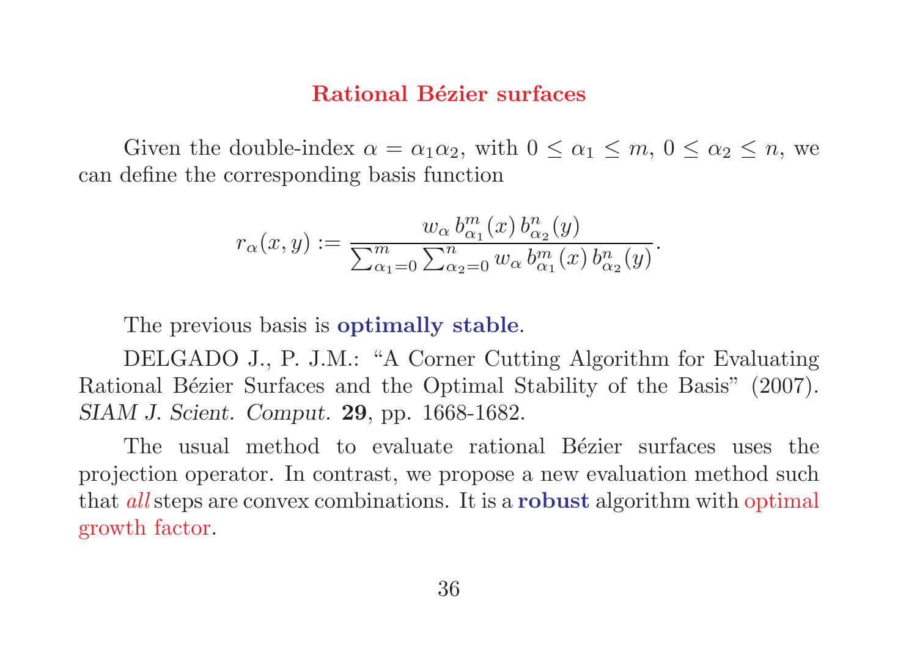## Rational Bézier surfaces

Given the double-index $\alpha = \alpha_1\alpha_2$, with $0 \le \alpha_1 \le m$, $0 \le \alpha_2 \le n$, we can define the corresponding basis function

$$r_\alpha(x,y) := \frac{w_\alpha \, b^m_{\alpha_1}(x) \, b^n_{\alpha_2}(y)}{\sum_{\alpha_1=0}^{m} \sum_{\alpha_2=0}^{n} w_\alpha \, b^m_{\alpha_1}(x) \, b^n_{\alpha_2}(y)}.$$

The previous basis is **optimally stable**.

DELGADO J., P. J.M.: "A Corner Cutting Algorithm for Evaluating Rational Bézier Surfaces and the Optimal Stability of the Basis" (2007). *SIAM J. Scient. Comput.* **29**, pp. 1668-1682.

The usual method to evaluate rational Bézier surfaces uses the projection operator. In contrast, we propose a new evaluation method such that *all* steps are convex combinations. It is a **robust** algorithm with optimal growth factor.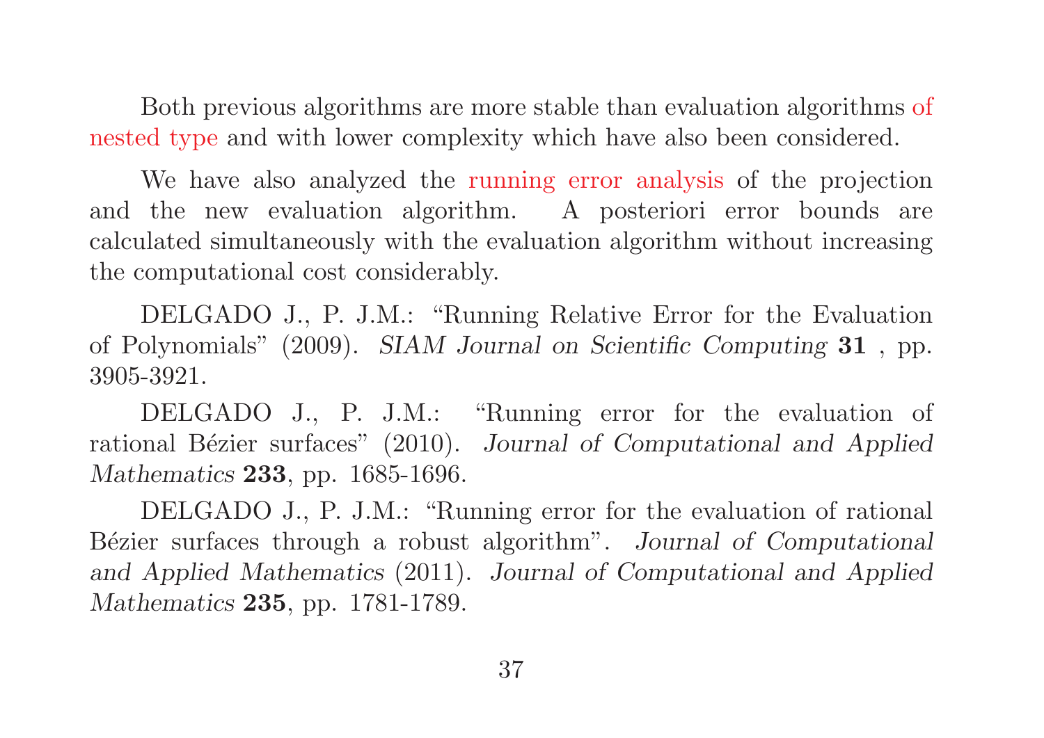Both previous algorithms are more stable than evaluation algorithms of nested type and with lower complexity which have also been considered.

We have also analyzed the running error analysis of the projection and the new evaluation algorithm. A posteriori error bounds are calculated simultaneously with the evaluation algorithm without increasing the computational cost considerably.

DELGADO J., P. J.M.: "Running Relative Error for the Evaluation of Polynomials" (2009). *SIAM Journal on Scientific Computing* **31** , pp. 3905-3921.

DELGADO J., P. J.M.: "Running error for the evaluation of rational Bézier surfaces" (2010). *Journal of Computational and Applied Mathematics* **233**, pp. 1685-1696.

DELGADO J., P. J.M.: "Running error for the evaluation of rational Bézier surfaces through a robust algorithm". *Journal of Computational and Applied Mathematics* (2011). *Journal of Computational and Applied Mathematics* **235**, pp. 1781-1789.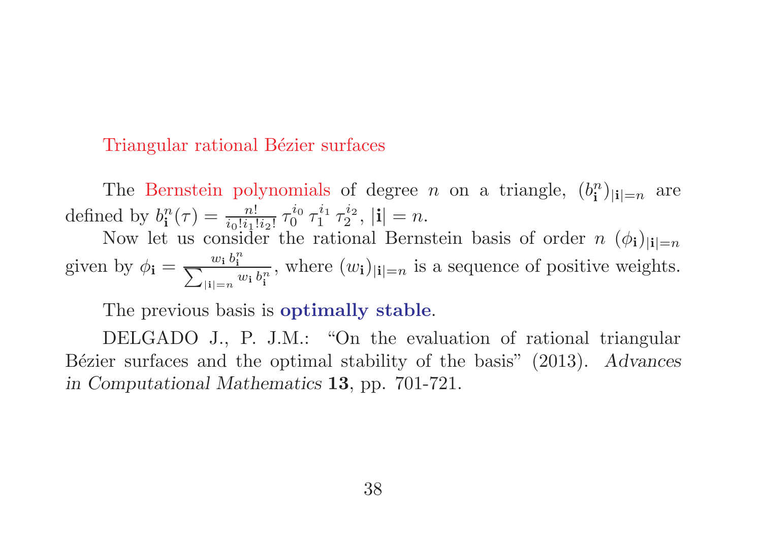## Triangular rational Bézier surfaces

The Bernstein polynomials of degree $n$ on a triangle, $(b^n_{\mathbf{i}})_{|\mathbf{i}|=n}$ are defined by $b^n_{\mathbf{i}}(\tau) = \frac{n!}{i_0! i_1! i_2!} \tau_0^{i_0} \tau_1^{i_1} \tau_2^{i_2}$, $|\mathbf{i}| = n$.

Now let us consider the rational Bernstein basis of order $n$ $(\phi_{\mathbf{i}})_{|\mathbf{i}|=n}$ given by $\phi_{\mathbf{i}} = \frac{w_{\mathbf{i}}\, b^n_{\mathbf{i}}}{\sum_{|\mathbf{i}|=n} w_{\mathbf{i}}\, b^n_{\mathbf{i}}}$, where $(w_{\mathbf{i}})_{|\mathbf{i}|=n}$ is a sequence of positive weights.

The previous basis is **optimally stable**.

DELGADO J., P. J.M.: "On the evaluation of rational triangular Bézier surfaces and the optimal stability of the basis" (2013). *Advances in Computational Mathematics* **13**, pp. 701-721.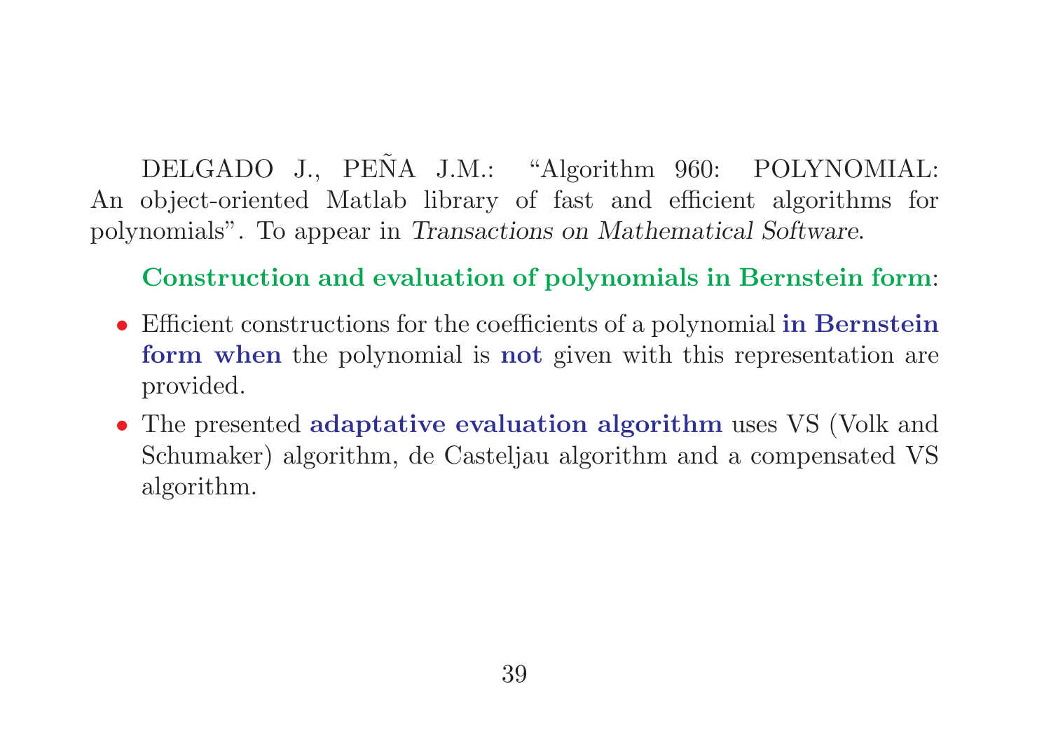DELGADO J., PEÑA J.M.: "Algorithm 960: POLYNOMIAL: An object-oriented Matlab library of fast and efficient algorithms for polynomials". To appear in *Transactions on Mathematical Software*.

**Construction and evaluation of polynomials in Bernstein form**:

- Efficient constructions for the coefficients of a polynomial **in Bernstein form when** the polynomial is **not** given with this representation are provided.
- The presented **adaptative evaluation algorithm** uses VS (Volk and Schumaker) algorithm, de Casteljau algorithm and a compensated VS algorithm.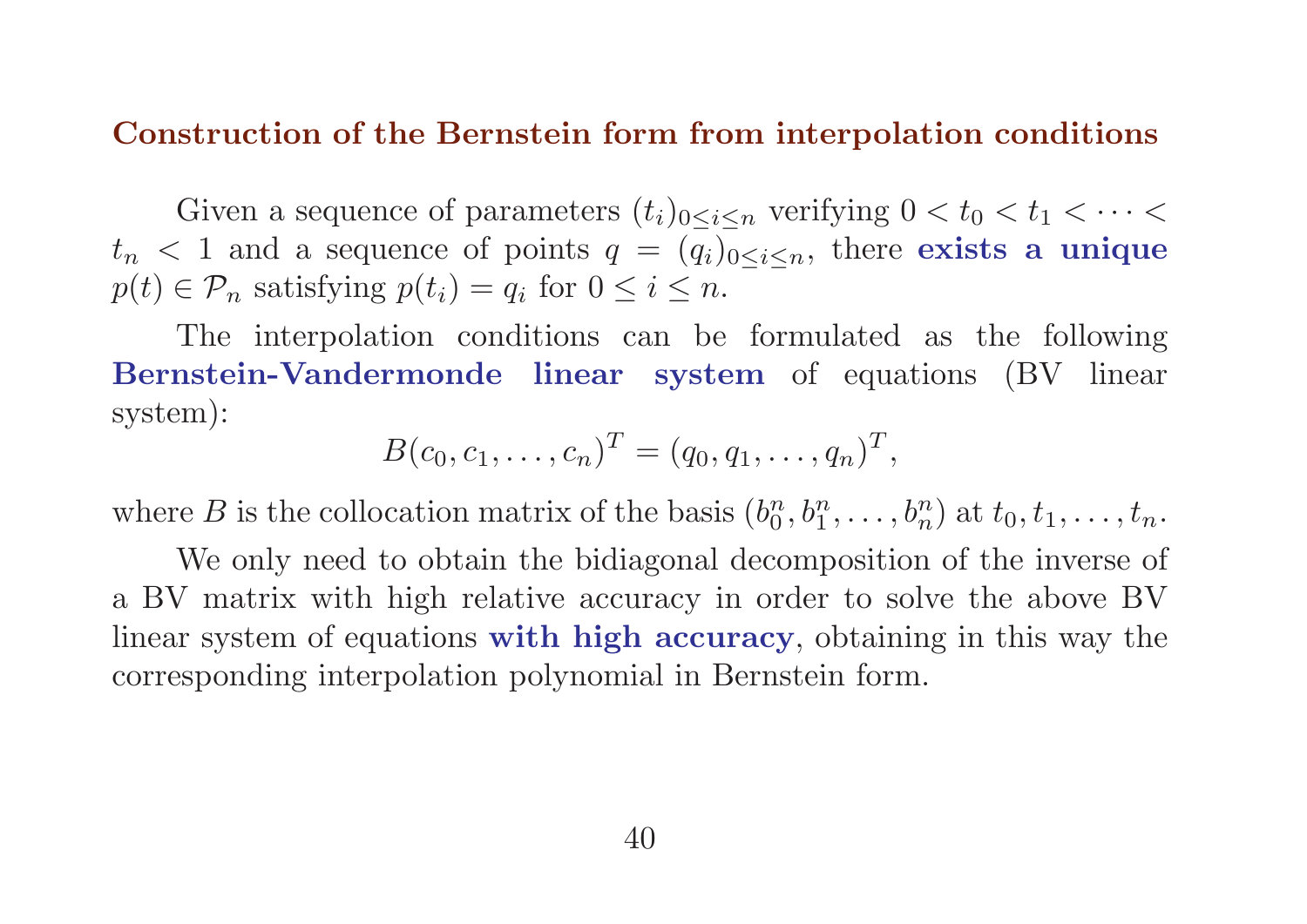## Construction of the Bernstein form from interpolation conditions

Given a sequence of parameters $(t_i)_{0 \leq i \leq n}$ verifying $0 < t_0 < t_1 < \cdots < t_n < 1$ and a sequence of points $q = (q_i)_{0 \leq i \leq n}$, there **exists a unique** $p(t) \in \mathcal{P}_n$ satisfying $p(t_i) = q_i$ for $0 \leq i \leq n$.

The interpolation conditions can be formulated as the following **Bernstein-Vandermonde linear system** of equations (BV linear system):

$$B(c_0, c_1, \ldots, c_n)^T = (q_0, q_1, \ldots, q_n)^T,$$

where $B$ is the collocation matrix of the basis $(b_0^n, b_1^n, \ldots, b_n^n)$ at $t_0, t_1, \ldots, t_n$.

We only need to obtain the bidiagonal decomposition of the inverse of a BV matrix with high relative accuracy in order to solve the above BV linear system of equations **with high accuracy**, obtaining in this way the corresponding interpolation polynomial in Bernstein form.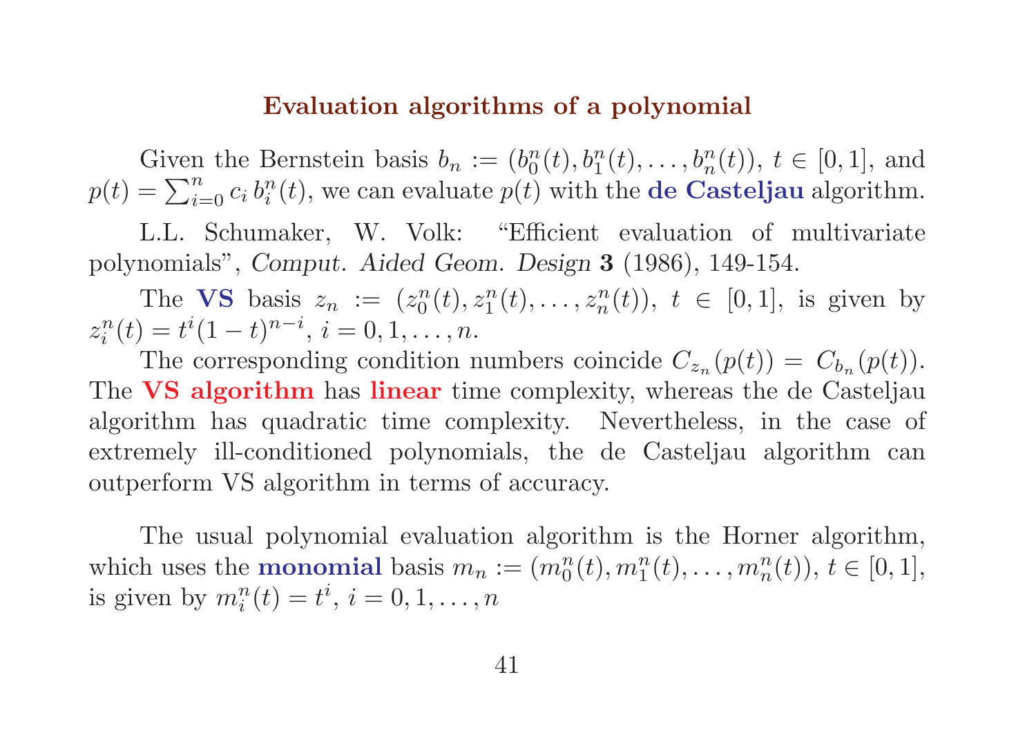## Evaluation algorithms of a polynomial

Given the Bernstein basis $b_n := (b_0^n(t), b_1^n(t), \ldots, b_n^n(t))$, $t \in [0,1]$, and $p(t) = \sum_{i=0}^n c_i \, b_i^n(t)$, we can evaluate $p(t)$ with the **de Casteljau** algorithm.

L.L. Schumaker, W. Volk: "Efficient evaluation of multivariate polynomials", *Comput. Aided Geom. Design* **3** (1986), 149-154.

The **VS** basis $z_n := (z_0^n(t), z_1^n(t), \ldots, z_n^n(t))$, $t \in [0,1]$, is given by $z_i^n(t) = t^i(1-t)^{n-i}$, $i = 0, 1, \ldots, n$.

The corresponding condition numbers coincide $C_{z_n}(p(t)) = C_{b_n}(p(t))$. The **VS algorithm** has **linear** time complexity, whereas the de Casteljau algorithm has quadratic time complexity. Nevertheless, in the case of extremely ill-conditioned polynomials, the de Casteljau algorithm can outperform VS algorithm in terms of accuracy.

The usual polynomial evaluation algorithm is the Horner algorithm, which uses the **monomial** basis $m_n := (m_0^n(t), m_1^n(t), \ldots, m_n^n(t))$, $t \in [0,1]$, is given by $m_i^n(t) = t^i$, $i = 0, 1, \ldots, n$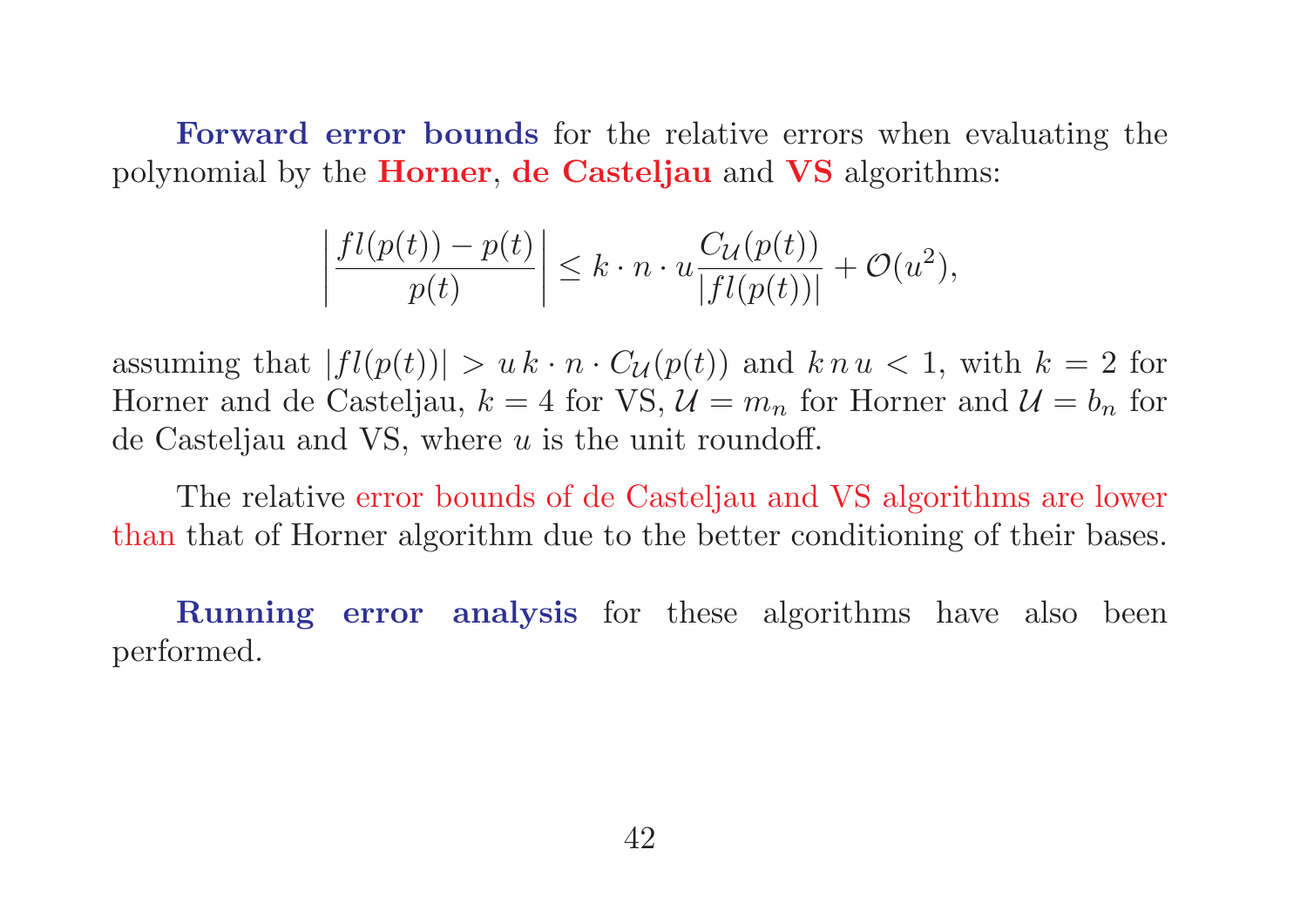**Forward error bounds** for the relative errors when evaluating the polynomial by the **Horner**, **de Casteljau** and **VS** algorithms:

$$\left|\frac{fl(p(t)) - p(t)}{p(t)}\right| \leq k \cdot n \cdot u \frac{C_{\mathcal{U}}(p(t))}{|fl(p(t))|} + \mathcal{O}(u^2),$$

assuming that $|fl(p(t))| > u\, k \cdot n \cdot C_{\mathcal{U}}(p(t))$ and $k\, n\, u < 1$, with $k = 2$ for Horner and de Casteljau, $k = 4$ for VS, $\mathcal{U} = m_n$ for Horner and $\mathcal{U} = b_n$ for de Casteljau and VS, where $u$ is the unit roundoff.

The relative error bounds of de Casteljau and VS algorithms are lower than that of Horner algorithm due to the better conditioning of their bases.

**Running error analysis** for these algorithms have also been performed.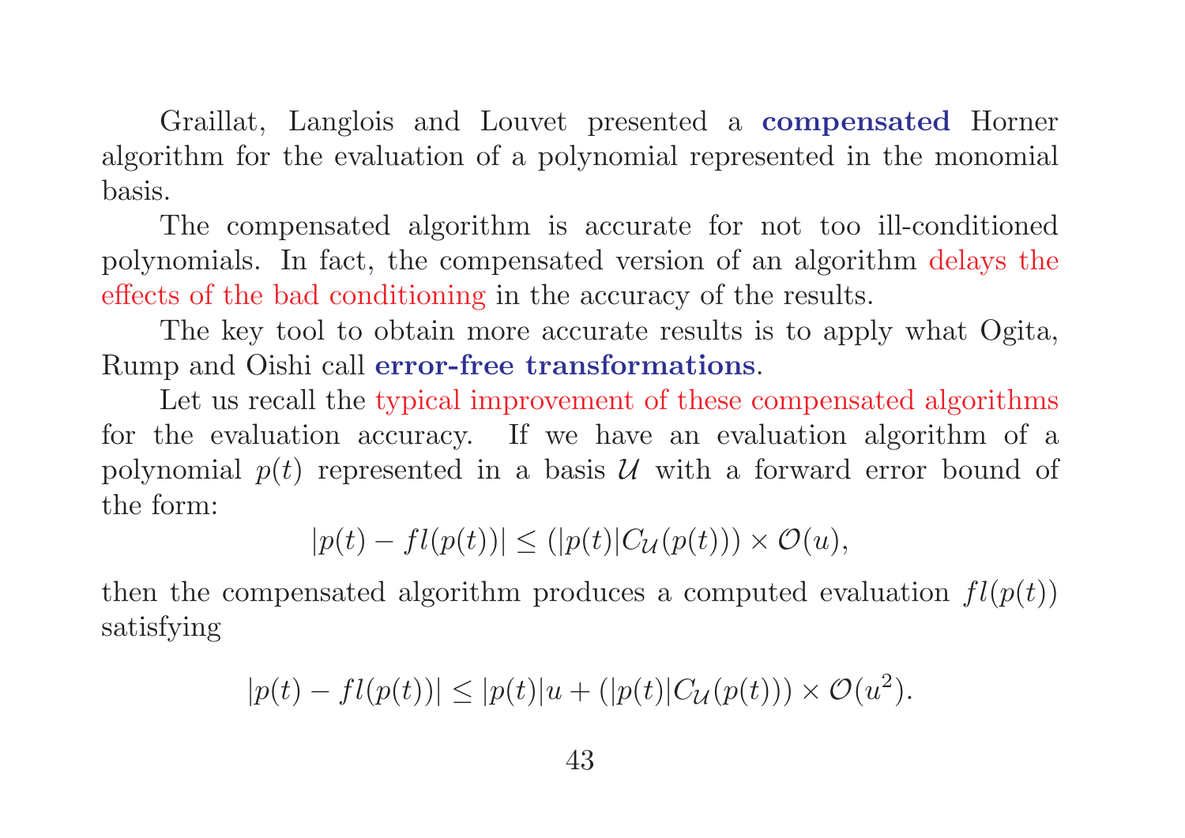Graillat, Langlois and Louvet presented a **compensated** Horner algorithm for the evaluation of a polynomial represented in the monomial basis.

The compensated algorithm is accurate for not too ill-conditioned polynomials. In fact, the compensated version of an algorithm delays the effects of the bad conditioning in the accuracy of the results.

The key tool to obtain more accurate results is to apply what Ogita, Rump and Oishi call **error-free transformations**.

Let us recall the typical improvement of these compensated algorithms for the evaluation accuracy. If we have an evaluation algorithm of a polynomial $p(t)$ represented in a basis $\mathcal{U}$ with a forward error bound of the form:

$$|p(t) - fl(p(t))| \leq (|p(t)| C_{\mathcal{U}}(p(t))) \times \mathcal{O}(u),$$

then the compensated algorithm produces a computed evaluation $fl(p(t))$ satisfying

$$|p(t) - fl(p(t))| \leq |p(t)|u + (|p(t)| C_{\mathcal{U}}(p(t))) \times \mathcal{O}(u^2).$$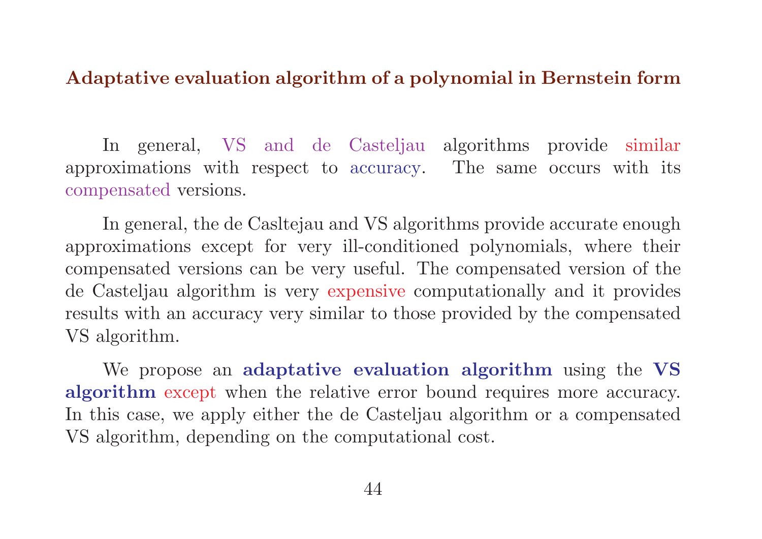## Adaptative evaluation algorithm of a polynomial in Bernstein form

In general, VS and de Casteljau algorithms provide similar approximations with respect to accuracy. The same occurs with its compensated versions.

In general, the de Casltejau and VS algorithms provide accurate enough approximations except for very ill-conditioned polynomials, where their compensated versions can be very useful. The compensated version of the de Casteljau algorithm is very expensive computationally and it provides results with an accuracy very similar to those provided by the compensated VS algorithm.

We propose an **adaptative evaluation algorithm** using the **VS algorithm** except when the relative error bound requires more accuracy. In this case, we apply either the de Casteljau algorithm or a compensated VS algorithm, depending on the computational cost.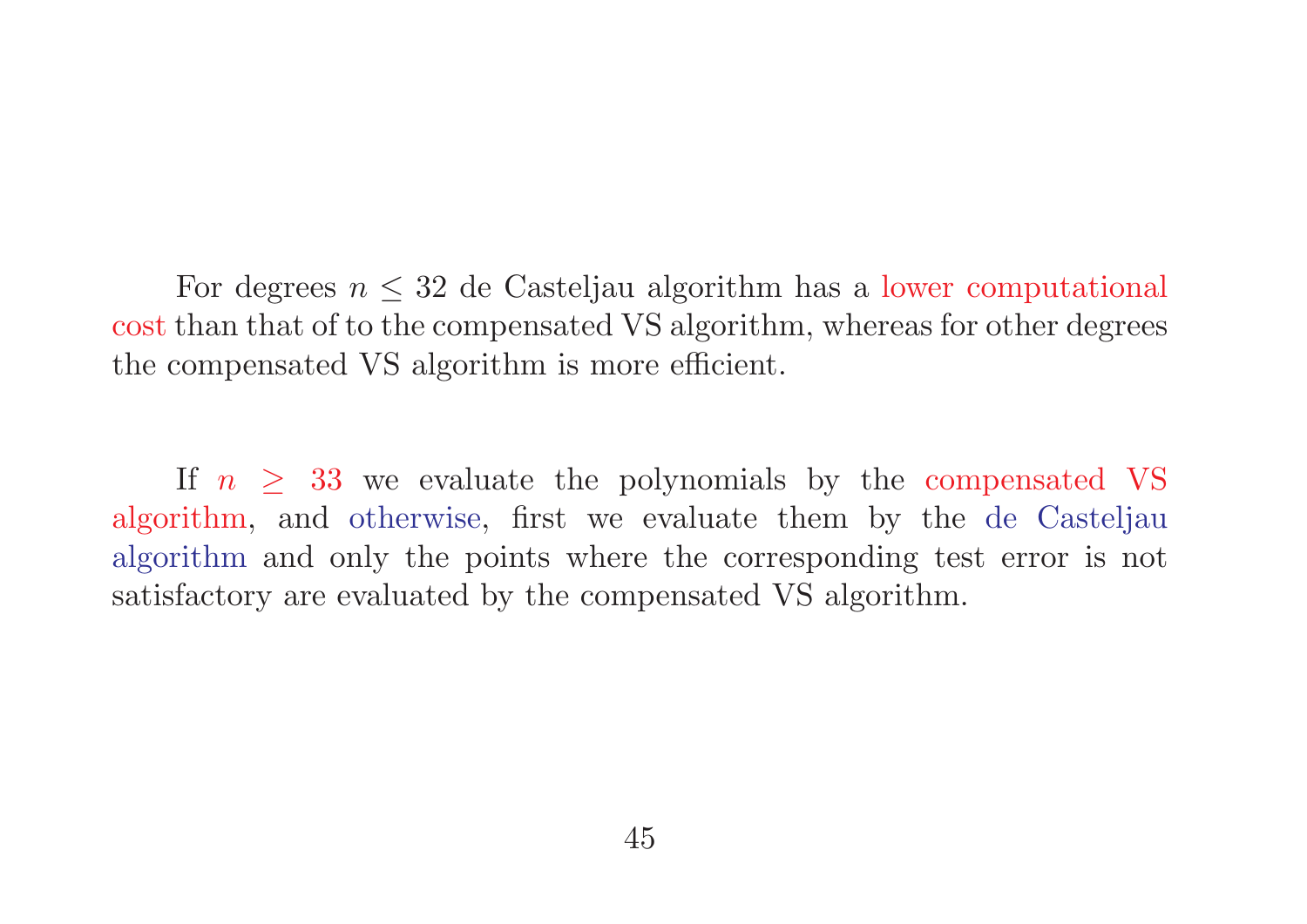For degrees $n \leq 32$ de Casteljau algorithm has a lower computational cost than that of to the compensated VS algorithm, whereas for other degrees the compensated VS algorithm is more efficient.

If $n \geq 33$ we evaluate the polynomials by the compensated VS algorithm, and otherwise, first we evaluate them by the de Casteljau algorithm and only the points where the corresponding test error is not satisfactory are evaluated by the compensated VS algorithm.